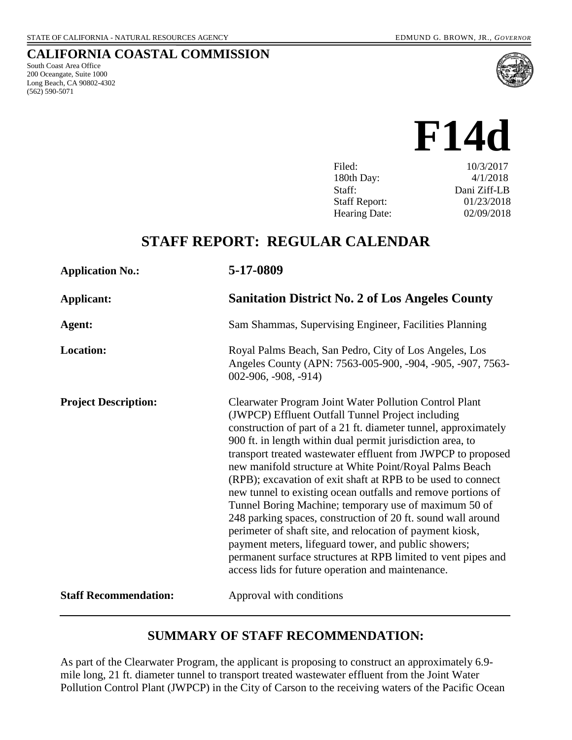STATE OF CALIFORNIA - NATURAL RESOURCES AGENCY EDMUND G. BROWN, JR., *GOVERNOR*

# CALIFORNIA COASTAL COMMISSION

South Coast Area Office
200 Oceangate, Suite 1000
Long Beach, CA 90802-4302
(562) 590-5071

# F14d

| | |
|---|---|
| Filed: | 10/3/2017 |
| 180th Day: | 4/1/2018 |
| Staff: | Dani Ziff-LB |
| Staff Report: | 01/23/2018 |
| Hearing Date: | 02/09/2018 |

## STAFF REPORT: REGULAR CALENDAR

| | |
|---|---|
| **Application No.:** | **5-17-0809** |
| **Applicant:** | **Sanitation District No. 2 of Los Angeles County** |
| **Agent:** | Sam Shammas, Supervising Engineer, Facilities Planning |
| **Location:** | Royal Palms Beach, San Pedro, City of Los Angeles, Los Angeles County (APN: 7563-005-900, -904, -905, -907, 7563-002-906, -908, -914) |
| **Project Description:** | Clearwater Program Joint Water Pollution Control Plant (JWPCP) Effluent Outfall Tunnel Project including construction of part of a 21 ft. diameter tunnel, approximately 900 ft. in length within dual permit jurisdiction area, to transport treated wastewater effluent from JWPCP to proposed new manifold structure at White Point/Royal Palms Beach (RPB); excavation of exit shaft at RPB to be used to connect new tunnel to existing ocean outfalls and remove portions of Tunnel Boring Machine; temporary use of maximum 50 of 248 parking spaces, construction of 20 ft. sound wall around perimeter of shaft site, and relocation of payment kiosk, payment meters, lifeguard tower, and public showers; permanent surface structures at RPB limited to vent pipes and access lids for future operation and maintenance. |
| **Staff Recommendation:** | Approval with conditions |

## SUMMARY OF STAFF RECOMMENDATION:

As part of the Clearwater Program, the applicant is proposing to construct an approximately 6.9-mile long, 21 ft. diameter tunnel to transport treated wastewater effluent from the Joint Water Pollution Control Plant (JWPCP) in the City of Carson to the receiving waters of the Pacific Ocean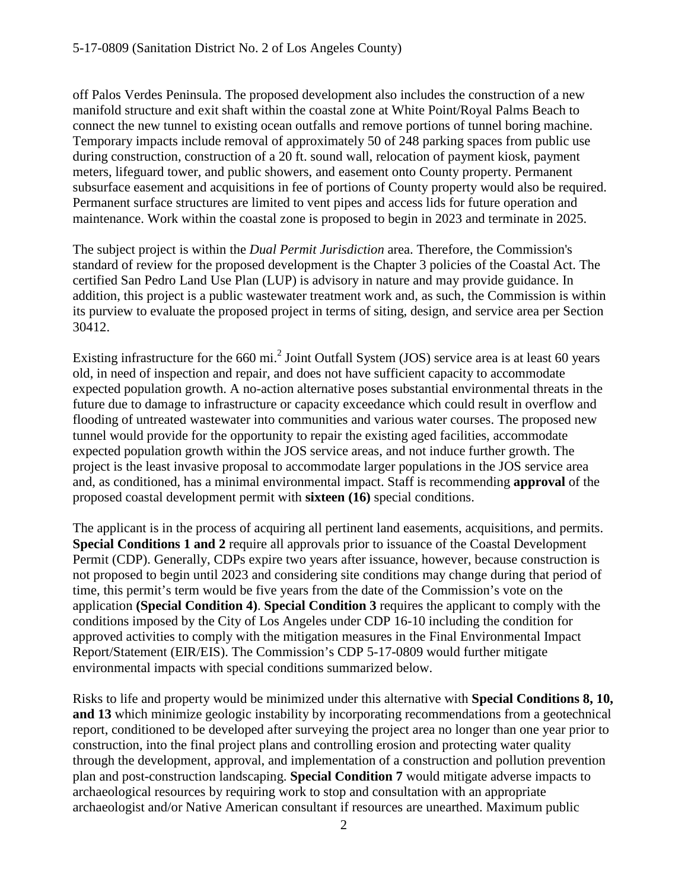off Palos Verdes Peninsula. The proposed development also includes the construction of a new manifold structure and exit shaft within the coastal zone at White Point/Royal Palms Beach to connect the new tunnel to existing ocean outfalls and remove portions of tunnel boring machine. Temporary impacts include removal of approximately 50 of 248 parking spaces from public use during construction, construction of a 20 ft. sound wall, relocation of payment kiosk, payment meters, lifeguard tower, and public showers, and easement onto County property. Permanent subsurface easement and acquisitions in fee of portions of County property would also be required. Permanent surface structures are limited to vent pipes and access lids for future operation and maintenance. Work within the coastal zone is proposed to begin in 2023 and terminate in 2025.

The subject project is within the *Dual Permit Jurisdiction* area. Therefore, the Commission's standard of review for the proposed development is the Chapter 3 policies of the Coastal Act. The certified San Pedro Land Use Plan (LUP) is advisory in nature and may provide guidance. In addition, this project is a public wastewater treatment work and, as such, the Commission is within its purview to evaluate the proposed project in terms of siting, design, and service area per Section 30412.

Existing infrastructure for the 660 mi.[2] Joint Outfall System (JOS) service area is at least 60 years old, in need of inspection and repair, and does not have sufficient capacity to accommodate expected population growth. A no-action alternative poses substantial environmental threats in the future due to damage to infrastructure or capacity exceedance which could result in overflow and flooding of untreated wastewater into communities and various water courses. The proposed new tunnel would provide for the opportunity to repair the existing aged facilities, accommodate expected population growth within the JOS service areas, and not induce further growth. The project is the least invasive proposal to accommodate larger populations in the JOS service area and, as conditioned, has a minimal environmental impact. Staff is recommending **approval** of the proposed coastal development permit with **sixteen (16)** special conditions.

The applicant is in the process of acquiring all pertinent land easements, acquisitions, and permits. **Special Conditions 1 and 2** require all approvals prior to issuance of the Coastal Development Permit (CDP). Generally, CDPs expire two years after issuance, however, because construction is not proposed to begin until 2023 and considering site conditions may change during that period of time, this permit's term would be five years from the date of the Commission's vote on the application **(Special Condition 4)**. **Special Condition 3** requires the applicant to comply with the conditions imposed by the City of Los Angeles under CDP 16-10 including the condition for approved activities to comply with the mitigation measures in the Final Environmental Impact Report/Statement (EIR/EIS). The Commission's CDP 5-17-0809 would further mitigate environmental impacts with special conditions summarized below.

Risks to life and property would be minimized under this alternative with **Special Conditions 8, 10, and 13** which minimize geologic instability by incorporating recommendations from a geotechnical report, conditioned to be developed after surveying the project area no longer than one year prior to construction, into the final project plans and controlling erosion and protecting water quality through the development, approval, and implementation of a construction and pollution prevention plan and post-construction landscaping. **Special Condition 7** would mitigate adverse impacts to archaeological resources by requiring work to stop and consultation with an appropriate archaeologist and/or Native American consultant if resources are unearthed. Maximum public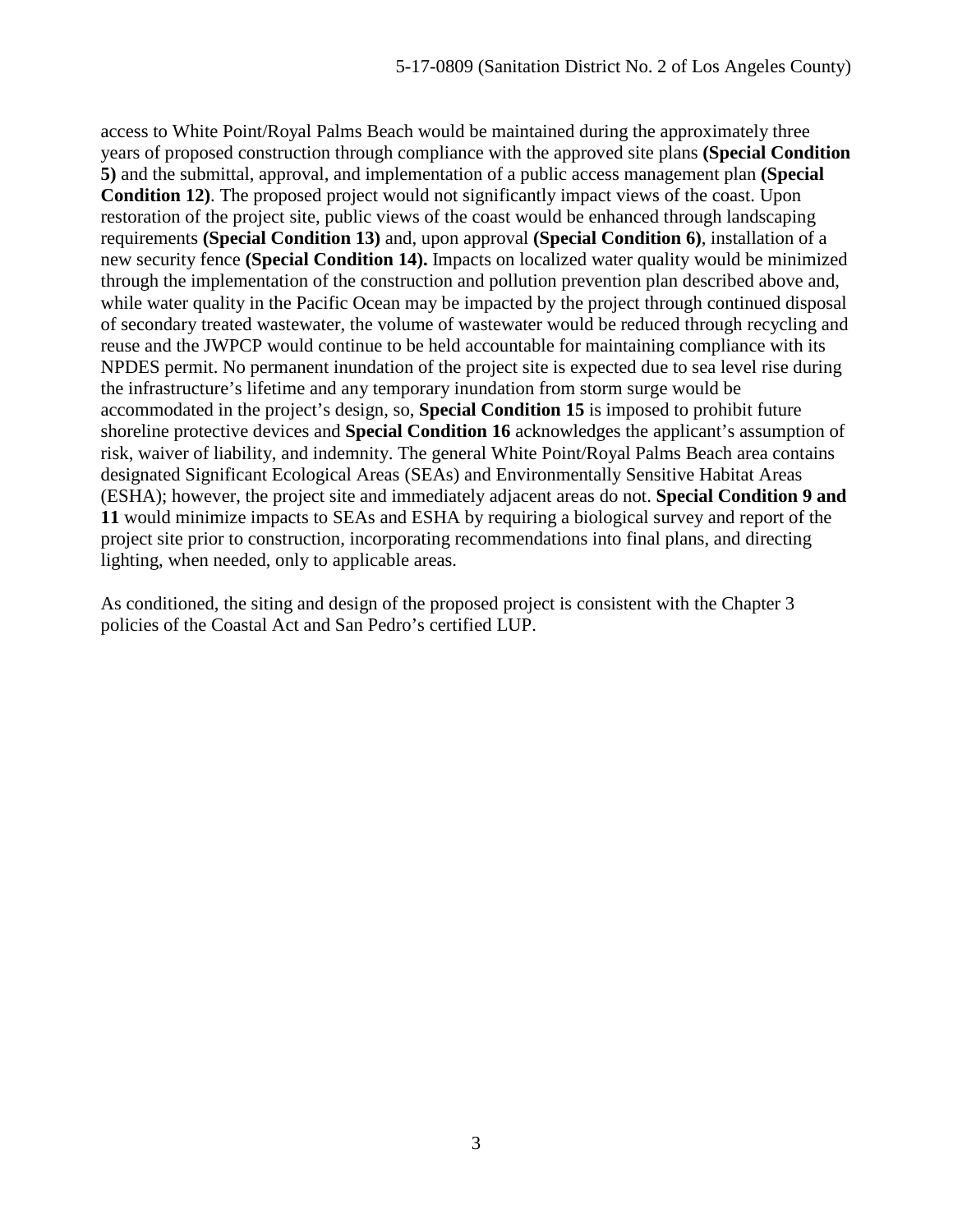access to White Point/Royal Palms Beach would be maintained during the approximately three years of proposed construction through compliance with the approved site plans **(Special Condition 5)** and the submittal, approval, and implementation of a public access management plan **(Special Condition 12)**. The proposed project would not significantly impact views of the coast. Upon restoration of the project site, public views of the coast would be enhanced through landscaping requirements **(Special Condition 13)** and, upon approval **(Special Condition 6)**, installation of a new security fence **(Special Condition 14).** Impacts on localized water quality would be minimized through the implementation of the construction and pollution prevention plan described above and, while water quality in the Pacific Ocean may be impacted by the project through continued disposal of secondary treated wastewater, the volume of wastewater would be reduced through recycling and reuse and the JWPCP would continue to be held accountable for maintaining compliance with its NPDES permit. No permanent inundation of the project site is expected due to sea level rise during the infrastructure's lifetime and any temporary inundation from storm surge would be accommodated in the project's design, so, **Special Condition 15** is imposed to prohibit future shoreline protective devices and **Special Condition 16** acknowledges the applicant's assumption of risk, waiver of liability, and indemnity. The general White Point/Royal Palms Beach area contains designated Significant Ecological Areas (SEAs) and Environmentally Sensitive Habitat Areas (ESHA); however, the project site and immediately adjacent areas do not. **Special Condition 9 and 11** would minimize impacts to SEAs and ESHA by requiring a biological survey and report of the project site prior to construction, incorporating recommendations into final plans, and directing lighting, when needed, only to applicable areas.

As conditioned, the siting and design of the proposed project is consistent with the Chapter 3 policies of the Coastal Act and San Pedro's certified LUP.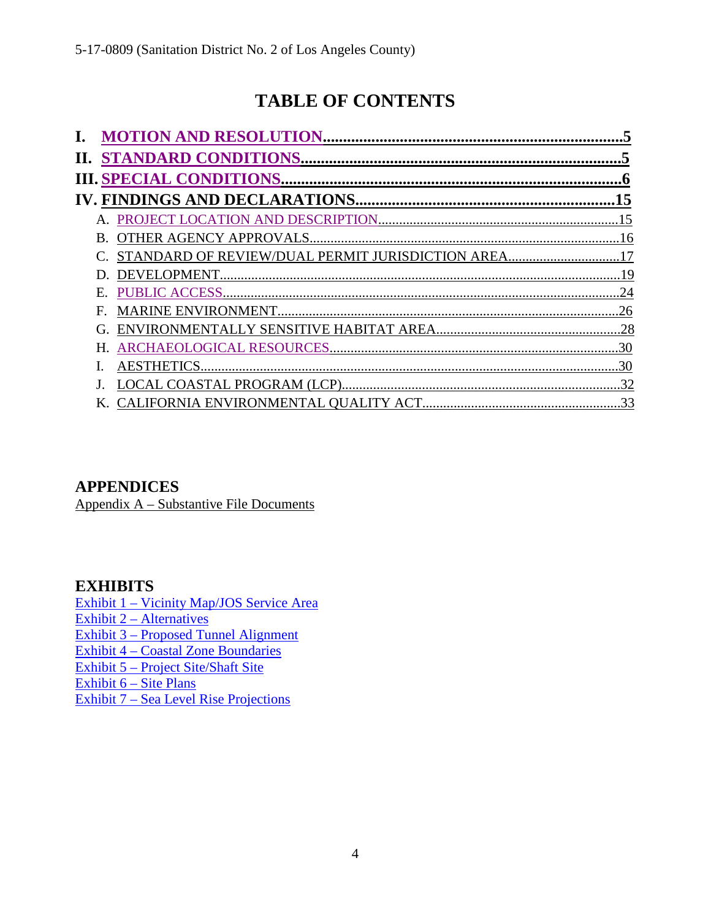# TABLE OF CONTENTS

**I. MOTION AND RESOLUTION..........................................................................5**
**II. STANDARD CONDITIONS..........................................................................5**
**III. SPECIAL CONDITIONS..........................................................................6**
**IV. FINDINGS AND DECLARATIONS..........................................................15**

- A. PROJECT LOCATION AND DESCRIPTION..........................................15
- B. OTHER AGENCY APPROVALS..........................................................16
- C. STANDARD OF REVIEW/DUAL PERMIT JURISDICTION AREA..................17
- D. DEVELOPMENT..........................................................................19
- E. PUBLIC ACCESS..........................................................................24
- F. MARINE ENVIRONMENT..........................................................................26
- G. ENVIRONMENTALLY SENSITIVE HABITAT AREA..................................28
- H. ARCHAEOLOGICAL RESOURCES..........................................................30
- I. AESTHETICS..........................................................................30
- J. LOCAL COASTAL PROGRAM (LCP)..........................................................32
- K. CALIFORNIA ENVIRONMENTAL QUALITY ACT..........................................33

## APPENDICES

Appendix A – Substantive File Documents

## EXHIBITS

Exhibit 1 – Vicinity Map/JOS Service Area
Exhibit 2 – Alternatives
Exhibit 3 – Proposed Tunnel Alignment
Exhibit 4 – Coastal Zone Boundaries
Exhibit 5 – Project Site/Shaft Site
Exhibit 6 – Site Plans
Exhibit 7 – Sea Level Rise Projections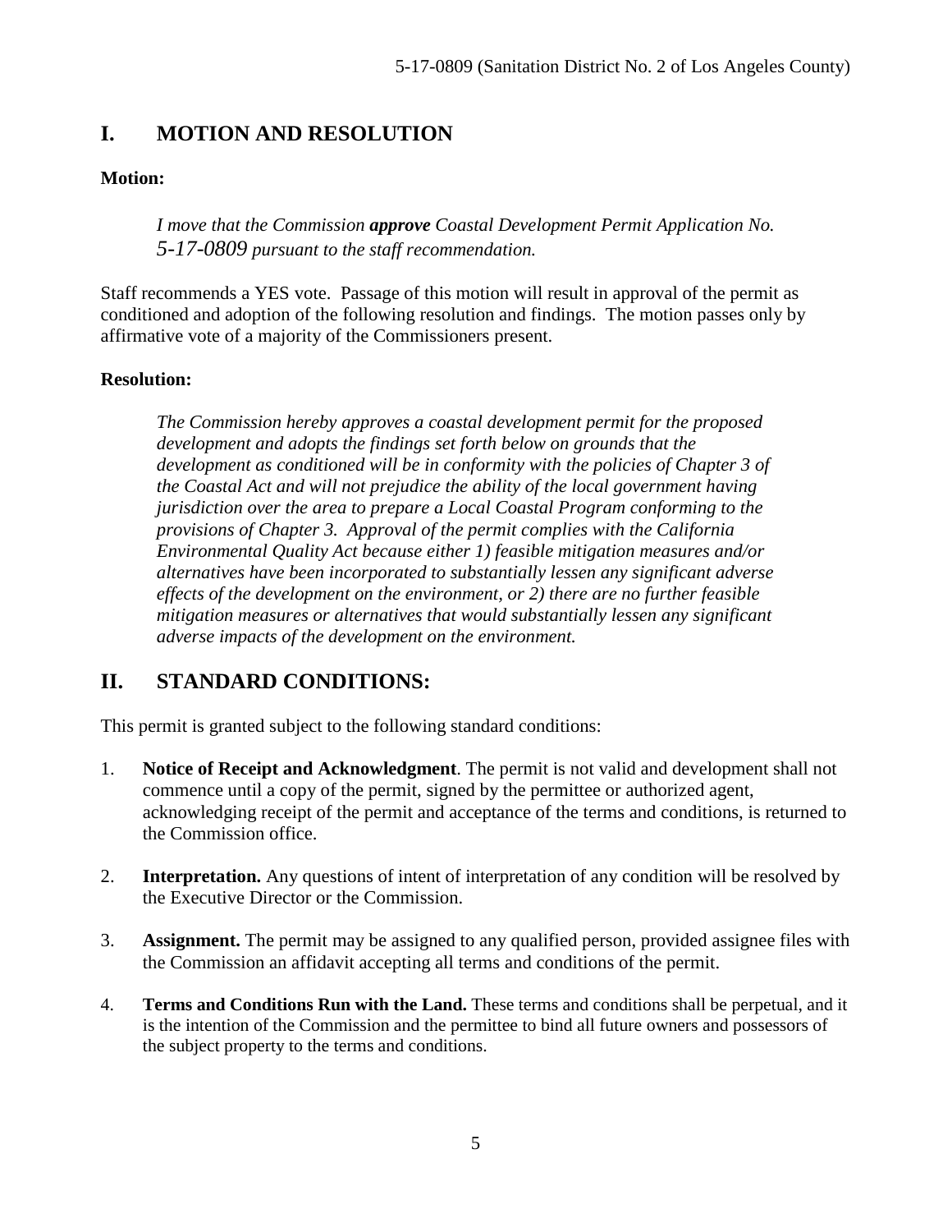## I. MOTION AND RESOLUTION

**Motion:**

> *I move that the Commission **approve** Coastal Development Permit Application No. 5-17-0809 pursuant to the staff recommendation.*

Staff recommends a YES vote. Passage of this motion will result in approval of the permit as conditioned and adoption of the following resolution and findings. The motion passes only by affirmative vote of a majority of the Commissioners present.

**Resolution:**

> *The Commission hereby approves a coastal development permit for the proposed development and adopts the findings set forth below on grounds that the development as conditioned will be in conformity with the policies of Chapter 3 of the Coastal Act and will not prejudice the ability of the local government having jurisdiction over the area to prepare a Local Coastal Program conforming to the provisions of Chapter 3. Approval of the permit complies with the California Environmental Quality Act because either 1) feasible mitigation measures and/or alternatives have been incorporated to substantially lessen any significant adverse effects of the development on the environment, or 2) there are no further feasible mitigation measures or alternatives that would substantially lessen any significant adverse impacts of the development on the environment.*

## II. STANDARD CONDITIONS:

This permit is granted subject to the following standard conditions:

1. **Notice of Receipt and Acknowledgment**. The permit is not valid and development shall not commence until a copy of the permit, signed by the permittee or authorized agent, acknowledging receipt of the permit and acceptance of the terms and conditions, is returned to the Commission office.

2. **Interpretation.** Any questions of intent of interpretation of any condition will be resolved by the Executive Director or the Commission.

3. **Assignment.** The permit may be assigned to any qualified person, provided assignee files with the Commission an affidavit accepting all terms and conditions of the permit.

4. **Terms and Conditions Run with the Land.** These terms and conditions shall be perpetual, and it is the intention of the Commission and the permittee to bind all future owners and possessors of the subject property to the terms and conditions.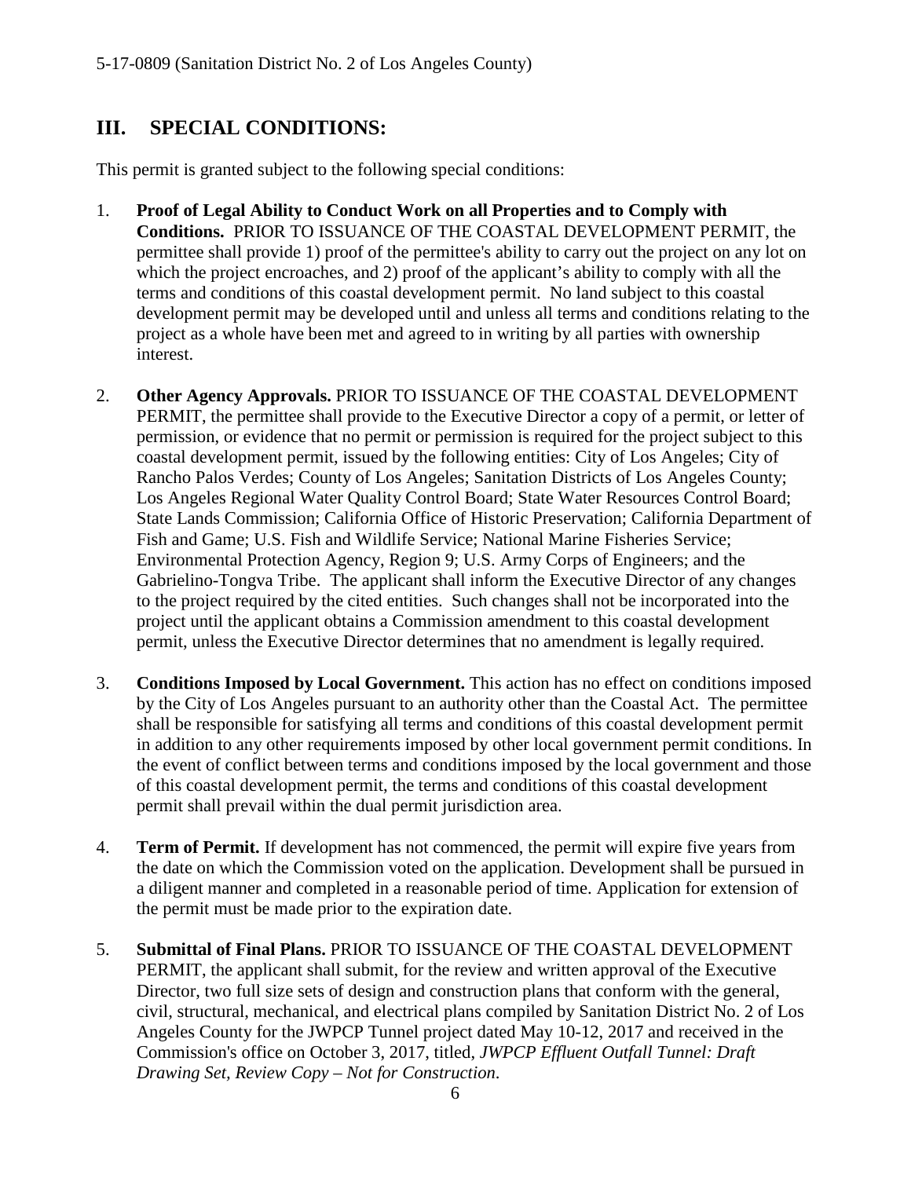## III. SPECIAL CONDITIONS:

This permit is granted subject to the following special conditions:

1. **Proof of Legal Ability to Conduct Work on all Properties and to Comply with Conditions.** PRIOR TO ISSUANCE OF THE COASTAL DEVELOPMENT PERMIT, the permittee shall provide 1) proof of the permittee's ability to carry out the project on any lot on which the project encroaches, and 2) proof of the applicant's ability to comply with all the terms and conditions of this coastal development permit. No land subject to this coastal development permit may be developed until and unless all terms and conditions relating to the project as a whole have been met and agreed to in writing by all parties with ownership interest.

2. **Other Agency Approvals.** PRIOR TO ISSUANCE OF THE COASTAL DEVELOPMENT PERMIT, the permittee shall provide to the Executive Director a copy of a permit, or letter of permission, or evidence that no permit or permission is required for the project subject to this coastal development permit, issued by the following entities: City of Los Angeles; City of Rancho Palos Verdes; County of Los Angeles; Sanitation Districts of Los Angeles County; Los Angeles Regional Water Quality Control Board; State Water Resources Control Board; State Lands Commission; California Office of Historic Preservation; California Department of Fish and Game; U.S. Fish and Wildlife Service; National Marine Fisheries Service; Environmental Protection Agency, Region 9; U.S. Army Corps of Engineers; and the Gabrielino-Tongva Tribe. The applicant shall inform the Executive Director of any changes to the project required by the cited entities. Such changes shall not be incorporated into the project until the applicant obtains a Commission amendment to this coastal development permit, unless the Executive Director determines that no amendment is legally required.

3. **Conditions Imposed by Local Government.** This action has no effect on conditions imposed by the City of Los Angeles pursuant to an authority other than the Coastal Act. The permittee shall be responsible for satisfying all terms and conditions of this coastal development permit in addition to any other requirements imposed by other local government permit conditions. In the event of conflict between terms and conditions imposed by the local government and those of this coastal development permit, the terms and conditions of this coastal development permit shall prevail within the dual permit jurisdiction area.

4. **Term of Permit.** If development has not commenced, the permit will expire five years from the date on which the Commission voted on the application. Development shall be pursued in a diligent manner and completed in a reasonable period of time. Application for extension of the permit must be made prior to the expiration date.

5. **Submittal of Final Plans.** PRIOR TO ISSUANCE OF THE COASTAL DEVELOPMENT PERMIT, the applicant shall submit, for the review and written approval of the Executive Director, two full size sets of design and construction plans that conform with the general, civil, structural, mechanical, and electrical plans compiled by Sanitation District No. 2 of Los Angeles County for the JWPCP Tunnel project dated May 10-12, 2017 and received in the Commission's office on October 3, 2017, titled, *JWPCP Effluent Outfall Tunnel: Draft Drawing Set, Review Copy – Not for Construction*.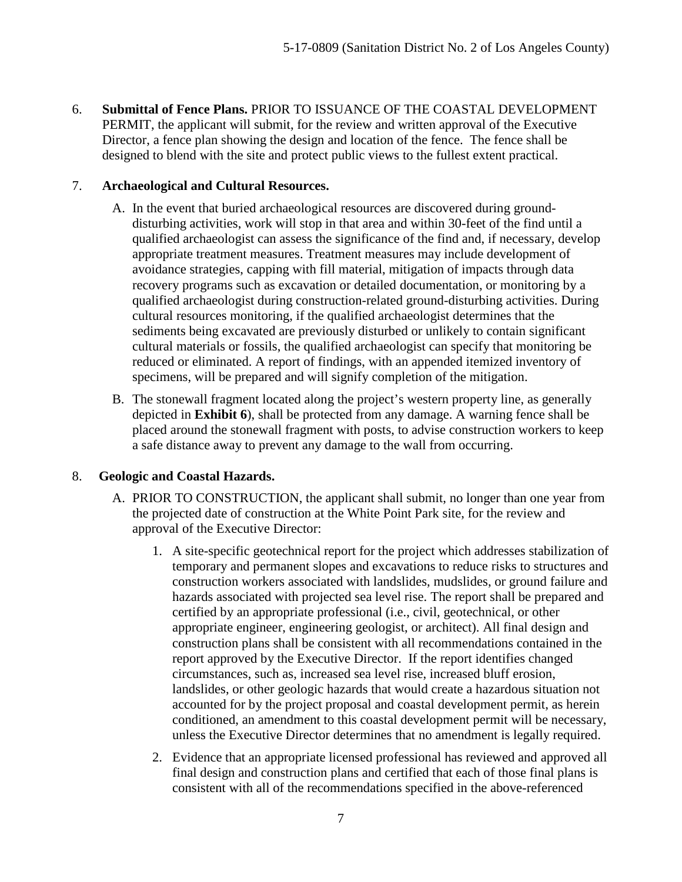6. **Submittal of Fence Plans.** PRIOR TO ISSUANCE OF THE COASTAL DEVELOPMENT PERMIT, the applicant will submit, for the review and written approval of the Executive Director, a fence plan showing the design and location of the fence. The fence shall be designed to blend with the site and protect public views to the fullest extent practical.

7. **Archaeological and Cultural Resources.**

   A. In the event that buried archaeological resources are discovered during ground-disturbing activities, work will stop in that area and within 30-feet of the find until a qualified archaeologist can assess the significance of the find and, if necessary, develop appropriate treatment measures. Treatment measures may include development of avoidance strategies, capping with fill material, mitigation of impacts through data recovery programs such as excavation or detailed documentation, or monitoring by a qualified archaeologist during construction-related ground-disturbing activities. During cultural resources monitoring, if the qualified archaeologist determines that the sediments being excavated are previously disturbed or unlikely to contain significant cultural materials or fossils, the qualified archaeologist can specify that monitoring be reduced or eliminated. A report of findings, with an appended itemized inventory of specimens, will be prepared and will signify completion of the mitigation.

   B. The stonewall fragment located along the project's western property line, as generally depicted in **Exhibit 6**), shall be protected from any damage. A warning fence shall be placed around the stonewall fragment with posts, to advise construction workers to keep a safe distance away to prevent any damage to the wall from occurring.

8. **Geologic and Coastal Hazards.**

   A. PRIOR TO CONSTRUCTION, the applicant shall submit, no longer than one year from the projected date of construction at the White Point Park site, for the review and approval of the Executive Director:

      1. A site-specific geotechnical report for the project which addresses stabilization of temporary and permanent slopes and excavations to reduce risks to structures and construction workers associated with landslides, mudslides, or ground failure and hazards associated with projected sea level rise. The report shall be prepared and certified by an appropriate professional (i.e., civil, geotechnical, or other appropriate engineer, engineering geologist, or architect). All final design and construction plans shall be consistent with all recommendations contained in the report approved by the Executive Director. If the report identifies changed circumstances, such as, increased sea level rise, increased bluff erosion, landslides, or other geologic hazards that would create a hazardous situation not accounted for by the project proposal and coastal development permit, as herein conditioned, an amendment to this coastal development permit will be necessary, unless the Executive Director determines that no amendment is legally required.

      2. Evidence that an appropriate licensed professional has reviewed and approved all final design and construction plans and certified that each of those final plans is consistent with all of the recommendations specified in the above-referenced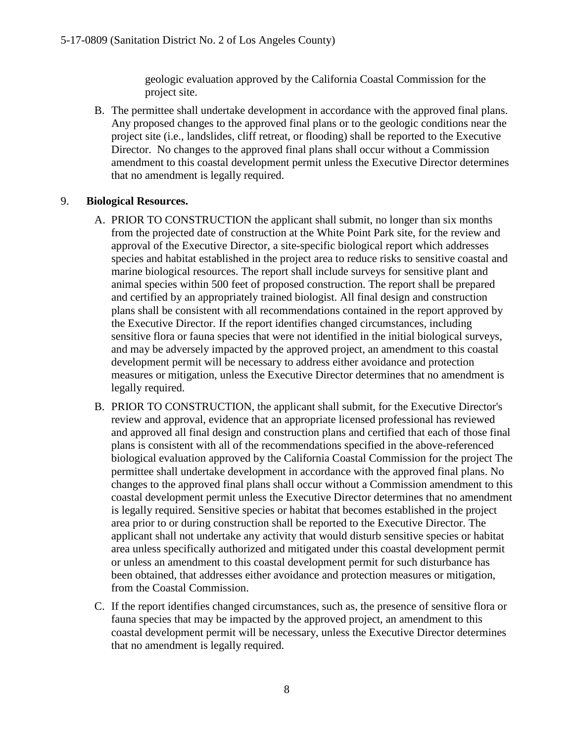geologic evaluation approved by the California Coastal Commission for the project site.

B. The permittee shall undertake development in accordance with the approved final plans. Any proposed changes to the approved final plans or to the geologic conditions near the project site (i.e., landslides, cliff retreat, or flooding) shall be reported to the Executive Director. No changes to the approved final plans shall occur without a Commission amendment to this coastal development permit unless the Executive Director determines that no amendment is legally required.

9. **Biological Resources.**

A. PRIOR TO CONSTRUCTION the applicant shall submit, no longer than six months from the projected date of construction at the White Point Park site, for the review and approval of the Executive Director, a site-specific biological report which addresses species and habitat established in the project area to reduce risks to sensitive coastal and marine biological resources. The report shall include surveys for sensitive plant and animal species within 500 feet of proposed construction. The report shall be prepared and certified by an appropriately trained biologist. All final design and construction plans shall be consistent with all recommendations contained in the report approved by the Executive Director. If the report identifies changed circumstances, including sensitive flora or fauna species that were not identified in the initial biological surveys, and may be adversely impacted by the approved project, an amendment to this coastal development permit will be necessary to address either avoidance and protection measures or mitigation, unless the Executive Director determines that no amendment is legally required.

B. PRIOR TO CONSTRUCTION, the applicant shall submit, for the Executive Director's review and approval, evidence that an appropriate licensed professional has reviewed and approved all final design and construction plans and certified that each of those final plans is consistent with all of the recommendations specified in the above-referenced biological evaluation approved by the California Coastal Commission for the project The permittee shall undertake development in accordance with the approved final plans. No changes to the approved final plans shall occur without a Commission amendment to this coastal development permit unless the Executive Director determines that no amendment is legally required. Sensitive species or habitat that becomes established in the project area prior to or during construction shall be reported to the Executive Director. The applicant shall not undertake any activity that would disturb sensitive species or habitat area unless specifically authorized and mitigated under this coastal development permit or unless an amendment to this coastal development permit for such disturbance has been obtained, that addresses either avoidance and protection measures or mitigation, from the Coastal Commission.

C. If the report identifies changed circumstances, such as, the presence of sensitive flora or fauna species that may be impacted by the approved project, an amendment to this coastal development permit will be necessary, unless the Executive Director determines that no amendment is legally required.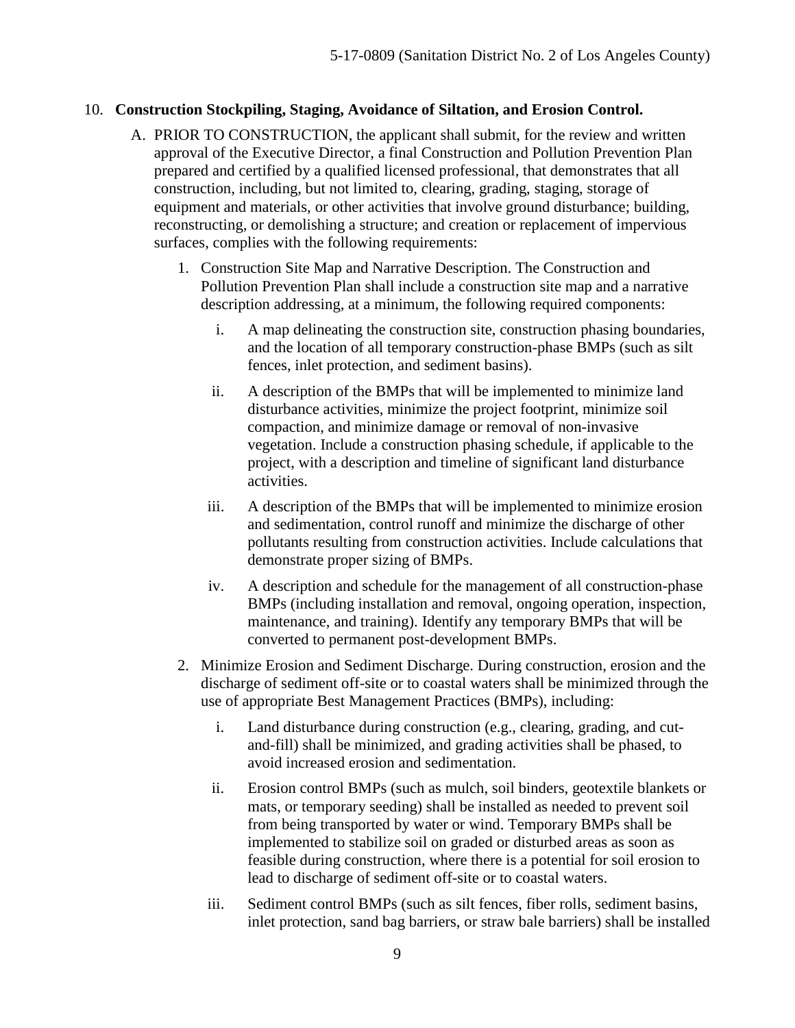10. **Construction Stockpiling, Staging, Avoidance of Siltation, and Erosion Control.**

   A. PRIOR TO CONSTRUCTION, the applicant shall submit, for the review and written approval of the Executive Director, a final Construction and Pollution Prevention Plan prepared and certified by a qualified licensed professional, that demonstrates that all construction, including, but not limited to, clearing, grading, staging, storage of equipment and materials, or other activities that involve ground disturbance; building, reconstructing, or demolishing a structure; and creation or replacement of impervious surfaces, complies with the following requirements:

      1. Construction Site Map and Narrative Description. The Construction and Pollution Prevention Plan shall include a construction site map and a narrative description addressing, at a minimum, the following required components:

         i. A map delineating the construction site, construction phasing boundaries, and the location of all temporary construction-phase BMPs (such as silt fences, inlet protection, and sediment basins).

         ii. A description of the BMPs that will be implemented to minimize land disturbance activities, minimize the project footprint, minimize soil compaction, and minimize damage or removal of non-invasive vegetation. Include a construction phasing schedule, if applicable to the project, with a description and timeline of significant land disturbance activities.

         iii. A description of the BMPs that will be implemented to minimize erosion and sedimentation, control runoff and minimize the discharge of other pollutants resulting from construction activities. Include calculations that demonstrate proper sizing of BMPs.

         iv. A description and schedule for the management of all construction-phase BMPs (including installation and removal, ongoing operation, inspection, maintenance, and training). Identify any temporary BMPs that will be converted to permanent post-development BMPs.

      2. Minimize Erosion and Sediment Discharge. During construction, erosion and the discharge of sediment off-site or to coastal waters shall be minimized through the use of appropriate Best Management Practices (BMPs), including:

         i. Land disturbance during construction (e.g., clearing, grading, and cut-and-fill) shall be minimized, and grading activities shall be phased, to avoid increased erosion and sedimentation.

         ii. Erosion control BMPs (such as mulch, soil binders, geotextile blankets or mats, or temporary seeding) shall be installed as needed to prevent soil from being transported by water or wind. Temporary BMPs shall be implemented to stabilize soil on graded or disturbed areas as soon as feasible during construction, where there is a potential for soil erosion to lead to discharge of sediment off-site or to coastal waters.

         iii. Sediment control BMPs (such as silt fences, fiber rolls, sediment basins, inlet protection, sand bag barriers, or straw bale barriers) shall be installed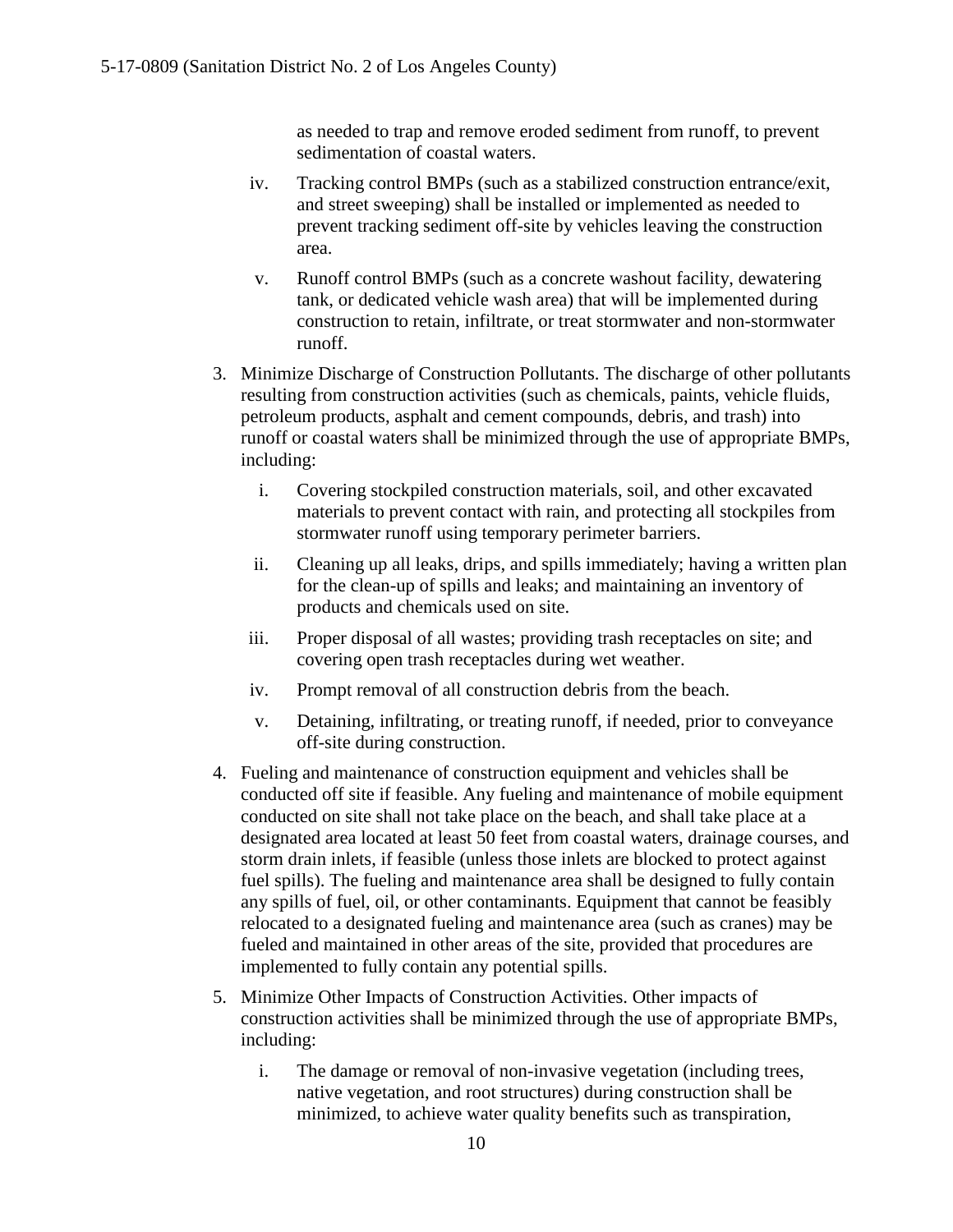as needed to trap and remove eroded sediment from runoff, to prevent sedimentation of coastal waters.

iv. Tracking control BMPs (such as a stabilized construction entrance/exit, and street sweeping) shall be installed or implemented as needed to prevent tracking sediment off-site by vehicles leaving the construction area.

v. Runoff control BMPs (such as a concrete washout facility, dewatering tank, or dedicated vehicle wash area) that will be implemented during construction to retain, infiltrate, or treat stormwater and non-stormwater runoff.

3. Minimize Discharge of Construction Pollutants. The discharge of other pollutants resulting from construction activities (such as chemicals, paints, vehicle fluids, petroleum products, asphalt and cement compounds, debris, and trash) into runoff or coastal waters shall be minimized through the use of appropriate BMPs, including:

   i. Covering stockpiled construction materials, soil, and other excavated materials to prevent contact with rain, and protecting all stockpiles from stormwater runoff using temporary perimeter barriers.

   ii. Cleaning up all leaks, drips, and spills immediately; having a written plan for the clean-up of spills and leaks; and maintaining an inventory of products and chemicals used on site.

   iii. Proper disposal of all wastes; providing trash receptacles on site; and covering open trash receptacles during wet weather.

   iv. Prompt removal of all construction debris from the beach.

   v. Detaining, infiltrating, or treating runoff, if needed, prior to conveyance off-site during construction.

4. Fueling and maintenance of construction equipment and vehicles shall be conducted off site if feasible. Any fueling and maintenance of mobile equipment conducted on site shall not take place on the beach, and shall take place at a designated area located at least 50 feet from coastal waters, drainage courses, and storm drain inlets, if feasible (unless those inlets are blocked to protect against fuel spills). The fueling and maintenance area shall be designed to fully contain any spills of fuel, oil, or other contaminants. Equipment that cannot be feasibly relocated to a designated fueling and maintenance area (such as cranes) may be fueled and maintained in other areas of the site, provided that procedures are implemented to fully contain any potential spills.

5. Minimize Other Impacts of Construction Activities. Other impacts of construction activities shall be minimized through the use of appropriate BMPs, including:

   i. The damage or removal of non-invasive vegetation (including trees, native vegetation, and root structures) during construction shall be minimized, to achieve water quality benefits such as transpiration,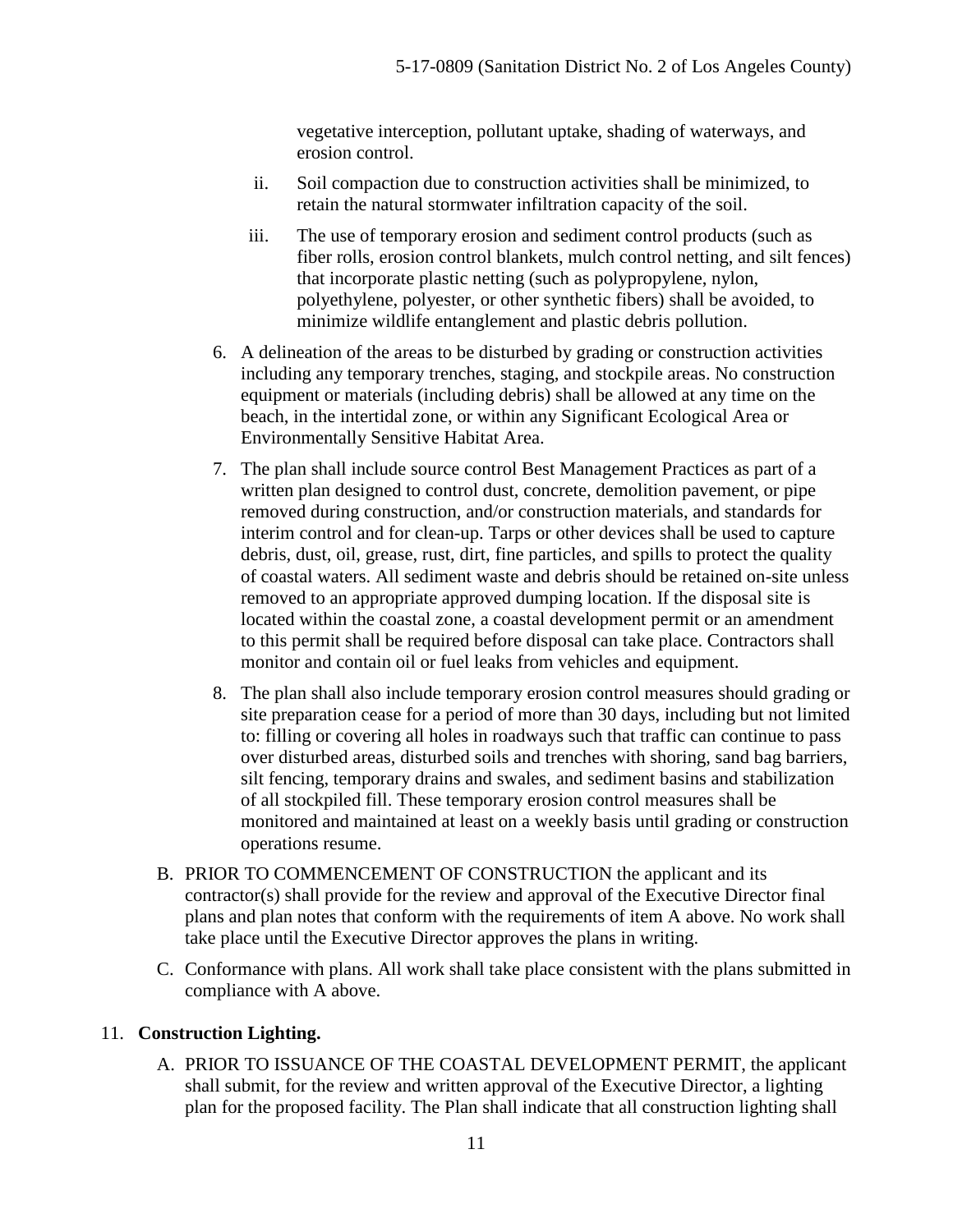vegetative interception, pollutant uptake, shading of waterways, and erosion control.

ii. Soil compaction due to construction activities shall be minimized, to retain the natural stormwater infiltration capacity of the soil.

iii. The use of temporary erosion and sediment control products (such as fiber rolls, erosion control blankets, mulch control netting, and silt fences) that incorporate plastic netting (such as polypropylene, nylon, polyethylene, polyester, or other synthetic fibers) shall be avoided, to minimize wildlife entanglement and plastic debris pollution.

6. A delineation of the areas to be disturbed by grading or construction activities including any temporary trenches, staging, and stockpile areas. No construction equipment or materials (including debris) shall be allowed at any time on the beach, in the intertidal zone, or within any Significant Ecological Area or Environmentally Sensitive Habitat Area.

7. The plan shall include source control Best Management Practices as part of a written plan designed to control dust, concrete, demolition pavement, or pipe removed during construction, and/or construction materials, and standards for interim control and for clean-up. Tarps or other devices shall be used to capture debris, dust, oil, grease, rust, dirt, fine particles, and spills to protect the quality of coastal waters. All sediment waste and debris should be retained on-site unless removed to an appropriate approved dumping location. If the disposal site is located within the coastal zone, a coastal development permit or an amendment to this permit shall be required before disposal can take place. Contractors shall monitor and contain oil or fuel leaks from vehicles and equipment.

8. The plan shall also include temporary erosion control measures should grading or site preparation cease for a period of more than 30 days, including but not limited to: filling or covering all holes in roadways such that traffic can continue to pass over disturbed areas, disturbed soils and trenches with shoring, sand bag barriers, silt fencing, temporary drains and swales, and sediment basins and stabilization of all stockpiled fill. These temporary erosion control measures shall be monitored and maintained at least on a weekly basis until grading or construction operations resume.

B. PRIOR TO COMMENCEMENT OF CONSTRUCTION the applicant and its contractor(s) shall provide for the review and approval of the Executive Director final plans and plan notes that conform with the requirements of item A above. No work shall take place until the Executive Director approves the plans in writing.

C. Conformance with plans. All work shall take place consistent with the plans submitted in compliance with A above.

11. **Construction Lighting.**

A. PRIOR TO ISSUANCE OF THE COASTAL DEVELOPMENT PERMIT, the applicant shall submit, for the review and written approval of the Executive Director, a lighting plan for the proposed facility. The Plan shall indicate that all construction lighting shall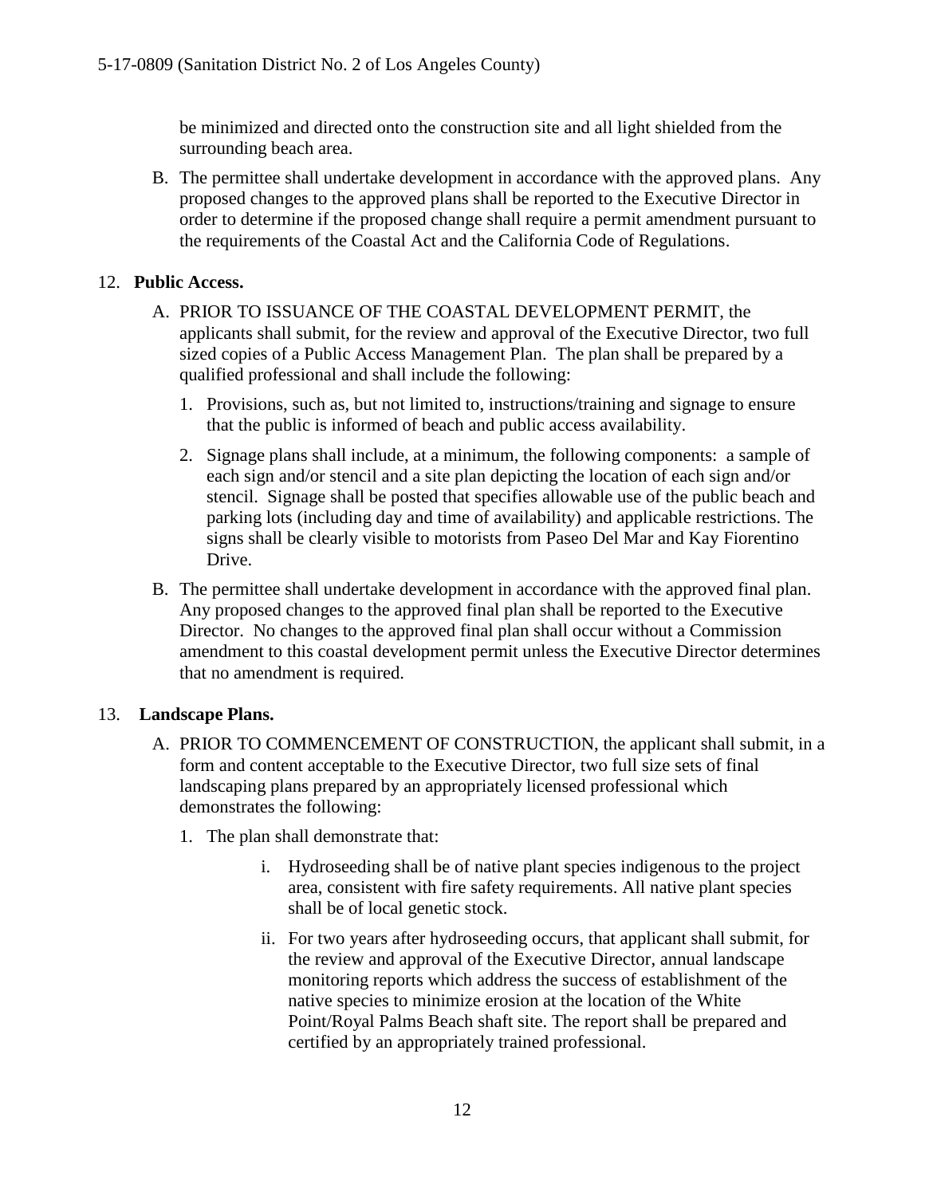be minimized and directed onto the construction site and all light shielded from the surrounding beach area.

B. The permittee shall undertake development in accordance with the approved plans. Any proposed changes to the approved plans shall be reported to the Executive Director in order to determine if the proposed change shall require a permit amendment pursuant to the requirements of the Coastal Act and the California Code of Regulations.

12. **Public Access.**

A. PRIOR TO ISSUANCE OF THE COASTAL DEVELOPMENT PERMIT, the applicants shall submit, for the review and approval of the Executive Director, two full sized copies of a Public Access Management Plan. The plan shall be prepared by a qualified professional and shall include the following:

1. Provisions, such as, but not limited to, instructions/training and signage to ensure that the public is informed of beach and public access availability.

2. Signage plans shall include, at a minimum, the following components: a sample of each sign and/or stencil and a site plan depicting the location of each sign and/or stencil. Signage shall be posted that specifies allowable use of the public beach and parking lots (including day and time of availability) and applicable restrictions. The signs shall be clearly visible to motorists from Paseo Del Mar and Kay Fiorentino Drive.

B. The permittee shall undertake development in accordance with the approved final plan. Any proposed changes to the approved final plan shall be reported to the Executive Director. No changes to the approved final plan shall occur without a Commission amendment to this coastal development permit unless the Executive Director determines that no amendment is required.

13. **Landscape Plans.**

A. PRIOR TO COMMENCEMENT OF CONSTRUCTION, the applicant shall submit, in a form and content acceptable to the Executive Director, two full size sets of final landscaping plans prepared by an appropriately licensed professional which demonstrates the following:

1. The plan shall demonstrate that:

   i. Hydroseeding shall be of native plant species indigenous to the project area, consistent with fire safety requirements. All native plant species shall be of local genetic stock.

   ii. For two years after hydroseeding occurs, that applicant shall submit, for the review and approval of the Executive Director, annual landscape monitoring reports which address the success of establishment of the native species to minimize erosion at the location of the White Point/Royal Palms Beach shaft site. The report shall be prepared and certified by an appropriately trained professional.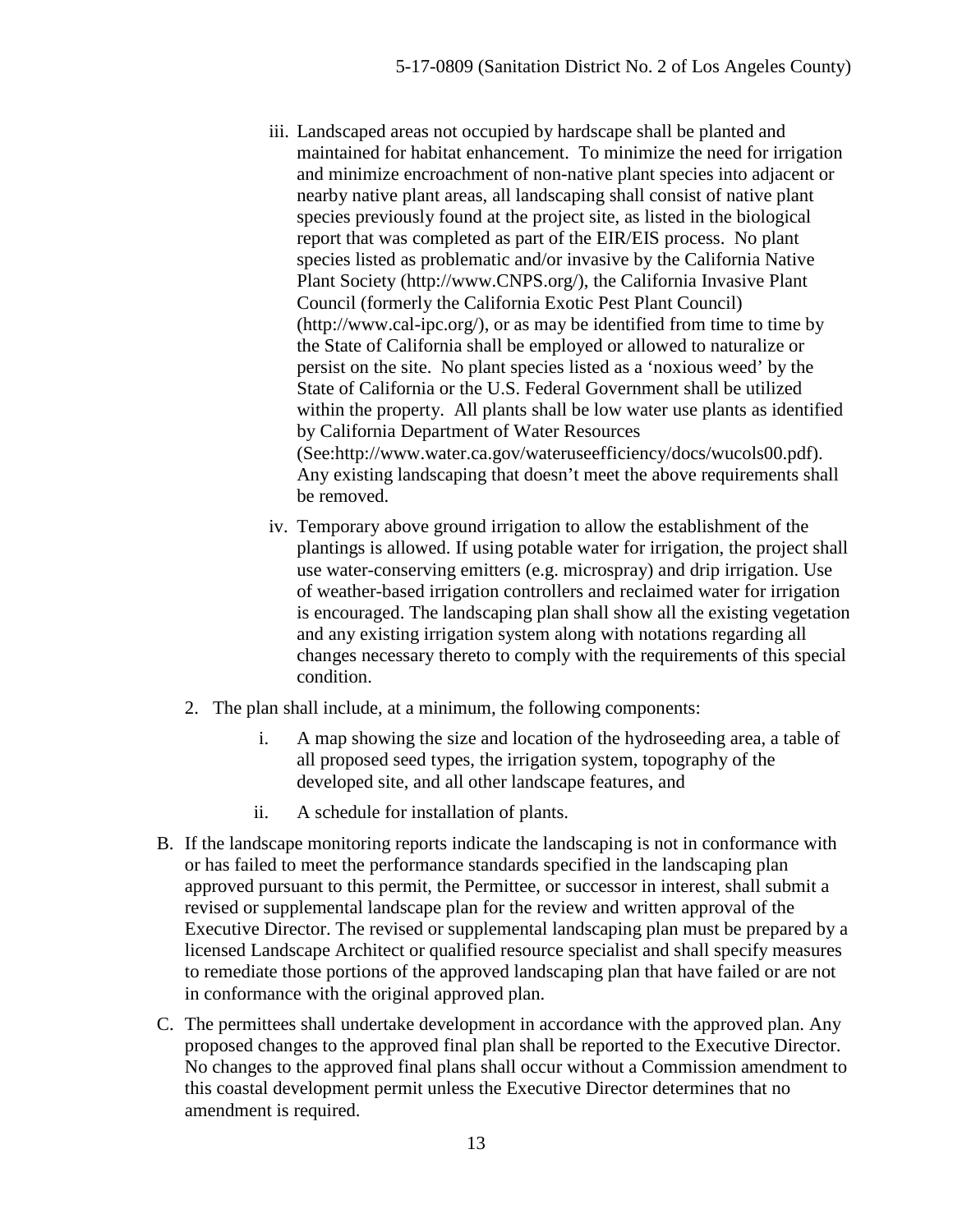iii. Landscaped areas not occupied by hardscape shall be planted and maintained for habitat enhancement. To minimize the need for irrigation and minimize encroachment of non-native plant species into adjacent or nearby native plant areas, all landscaping shall consist of native plant species previously found at the project site, as listed in the biological report that was completed as part of the EIR/EIS process. No plant species listed as problematic and/or invasive by the California Native Plant Society (http://www.CNPS.org/), the California Invasive Plant Council (formerly the California Exotic Pest Plant Council) (http://www.cal-ipc.org/), or as may be identified from time to time by the State of California shall be employed or allowed to naturalize or persist on the site. No plant species listed as a 'noxious weed' by the State of California or the U.S. Federal Government shall be utilized within the property. All plants shall be low water use plants as identified by California Department of Water Resources (See:http://www.water.ca.gov/wateruseefficiency/docs/wucols00.pdf). Any existing landscaping that doesn't meet the above requirements shall be removed.

iv. Temporary above ground irrigation to allow the establishment of the plantings is allowed. If using potable water for irrigation, the project shall use water-conserving emitters (e.g. microspray) and drip irrigation. Use of weather-based irrigation controllers and reclaimed water for irrigation is encouraged. The landscaping plan shall show all the existing vegetation and any existing irrigation system along with notations regarding all changes necessary thereto to comply with the requirements of this special condition.

2. The plan shall include, at a minimum, the following components:

   i. A map showing the size and location of the hydroseeding area, a table of all proposed seed types, the irrigation system, topography of the developed site, and all other landscape features, and

   ii. A schedule for installation of plants.

B. If the landscape monitoring reports indicate the landscaping is not in conformance with or has failed to meet the performance standards specified in the landscaping plan approved pursuant to this permit, the Permittee, or successor in interest, shall submit a revised or supplemental landscape plan for the review and written approval of the Executive Director. The revised or supplemental landscaping plan must be prepared by a licensed Landscape Architect or qualified resource specialist and shall specify measures to remediate those portions of the approved landscaping plan that have failed or are not in conformance with the original approved plan.

C. The permittees shall undertake development in accordance with the approved plan. Any proposed changes to the approved final plan shall be reported to the Executive Director. No changes to the approved final plans shall occur without a Commission amendment to this coastal development permit unless the Executive Director determines that no amendment is required.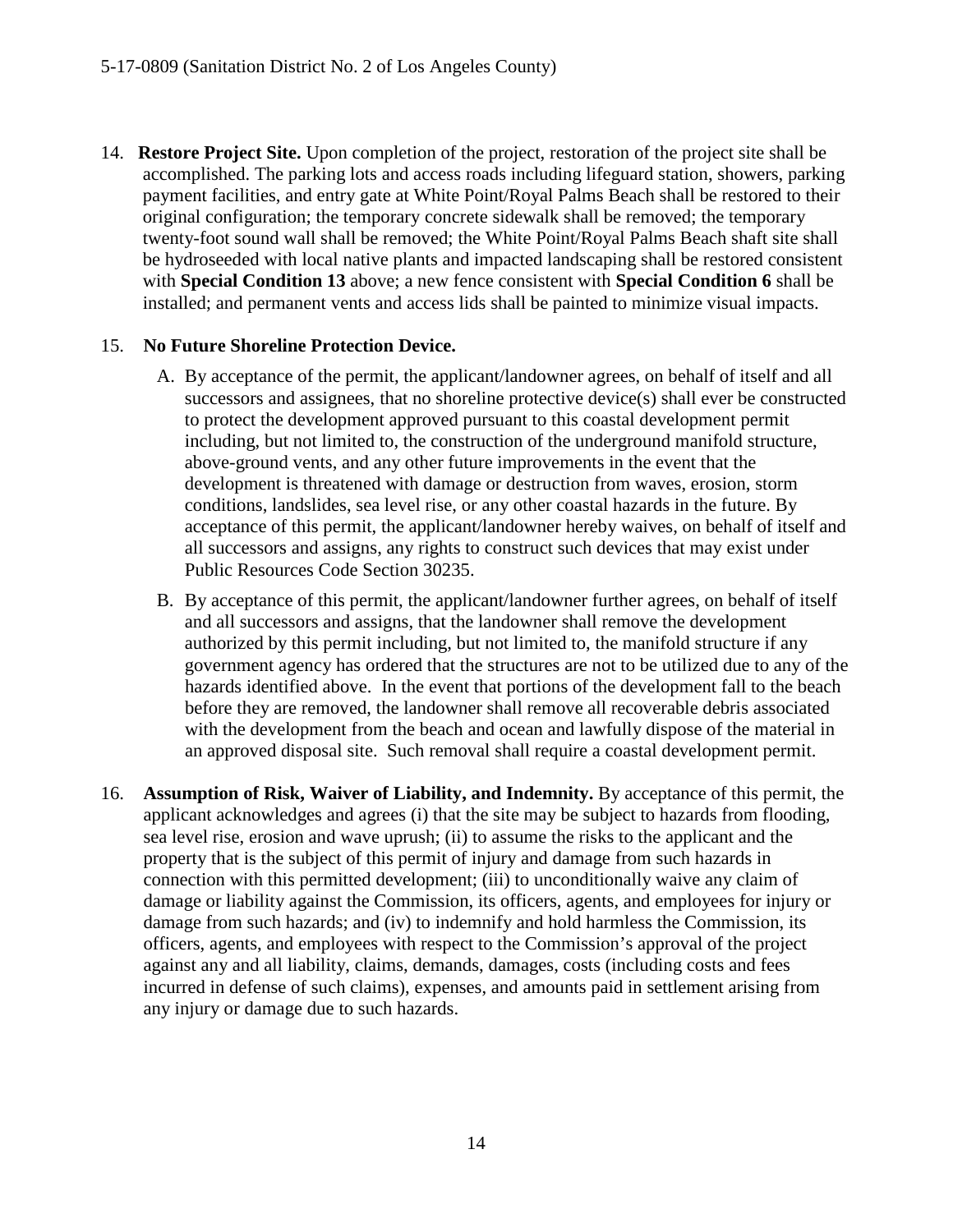14. **Restore Project Site.** Upon completion of the project, restoration of the project site shall be accomplished. The parking lots and access roads including lifeguard station, showers, parking payment facilities, and entry gate at White Point/Royal Palms Beach shall be restored to their original configuration; the temporary concrete sidewalk shall be removed; the temporary twenty-foot sound wall shall be removed; the White Point/Royal Palms Beach shaft site shall be hydroseeded with local native plants and impacted landscaping shall be restored consistent with **Special Condition 13** above; a new fence consistent with **Special Condition 6** shall be installed; and permanent vents and access lids shall be painted to minimize visual impacts.

15. **No Future Shoreline Protection Device.**

    A. By acceptance of the permit, the applicant/landowner agrees, on behalf of itself and all successors and assignees, that no shoreline protective device(s) shall ever be constructed to protect the development approved pursuant to this coastal development permit including, but not limited to, the construction of the underground manifold structure, above-ground vents, and any other future improvements in the event that the development is threatened with damage or destruction from waves, erosion, storm conditions, landslides, sea level rise, or any other coastal hazards in the future. By acceptance of this permit, the applicant/landowner hereby waives, on behalf of itself and all successors and assigns, any rights to construct such devices that may exist under Public Resources Code Section 30235.

    B. By acceptance of this permit, the applicant/landowner further agrees, on behalf of itself and all successors and assigns, that the landowner shall remove the development authorized by this permit including, but not limited to, the manifold structure if any government agency has ordered that the structures are not to be utilized due to any of the hazards identified above. In the event that portions of the development fall to the beach before they are removed, the landowner shall remove all recoverable debris associated with the development from the beach and ocean and lawfully dispose of the material in an approved disposal site. Such removal shall require a coastal development permit.

16. **Assumption of Risk, Waiver of Liability, and Indemnity.** By acceptance of this permit, the applicant acknowledges and agrees (i) that the site may be subject to hazards from flooding, sea level rise, erosion and wave uprush; (ii) to assume the risks to the applicant and the property that is the subject of this permit of injury and damage from such hazards in connection with this permitted development; (iii) to unconditionally waive any claim of damage or liability against the Commission, its officers, agents, and employees for injury or damage from such hazards; and (iv) to indemnify and hold harmless the Commission, its officers, agents, and employees with respect to the Commission's approval of the project against any and all liability, claims, demands, damages, costs (including costs and fees incurred in defense of such claims), expenses, and amounts paid in settlement arising from any injury or damage due to such hazards.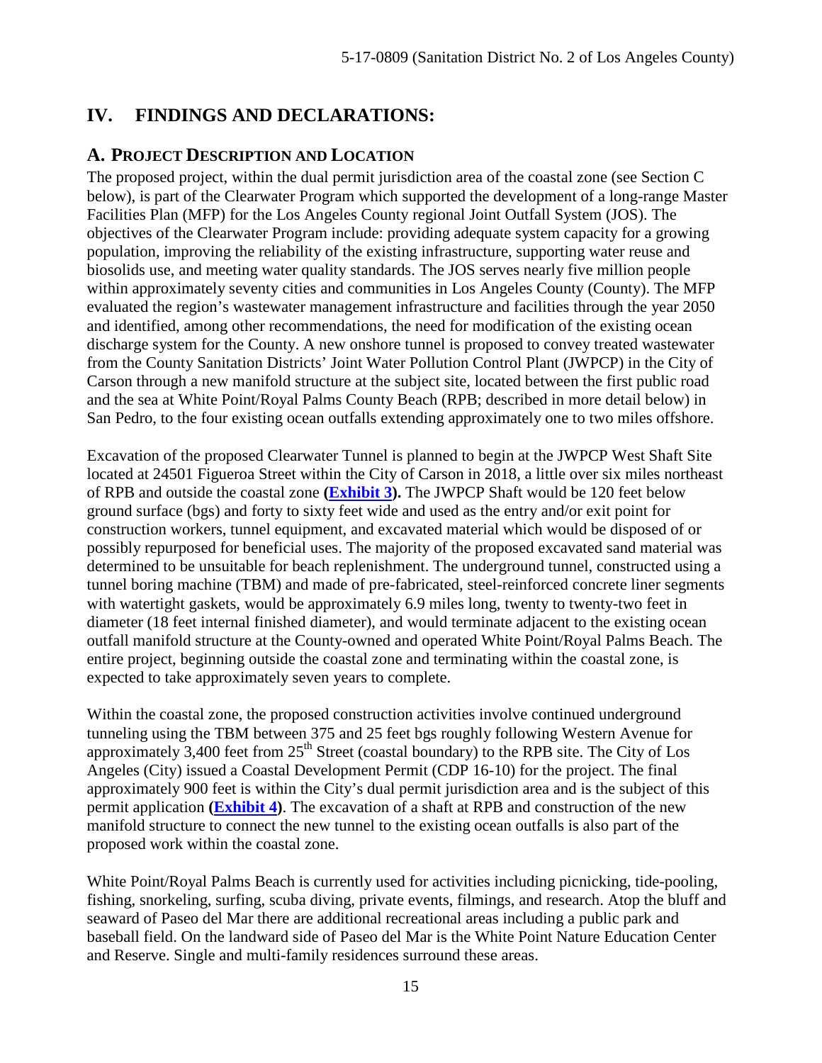## IV. FINDINGS AND DECLARATIONS:

### A. PROJECT DESCRIPTION AND LOCATION

The proposed project, within the dual permit jurisdiction area of the coastal zone (see Section C below), is part of the Clearwater Program which supported the development of a long-range Master Facilities Plan (MFP) for the Los Angeles County regional Joint Outfall System (JOS). The objectives of the Clearwater Program include: providing adequate system capacity for a growing population, improving the reliability of the existing infrastructure, supporting water reuse and biosolids use, and meeting water quality standards. The JOS serves nearly five million people within approximately seventy cities and communities in Los Angeles County (County). The MFP evaluated the region's wastewater management infrastructure and facilities through the year 2050 and identified, among other recommendations, the need for modification of the existing ocean discharge system for the County. A new onshore tunnel is proposed to convey treated wastewater from the County Sanitation Districts' Joint Water Pollution Control Plant (JWPCP) in the City of Carson through a new manifold structure at the subject site, located between the first public road and the sea at White Point/Royal Palms County Beach (RPB; described in more detail below) in San Pedro, to the four existing ocean outfalls extending approximately one to two miles offshore.

Excavation of the proposed Clearwater Tunnel is planned to begin at the JWPCP West Shaft Site located at 24501 Figueroa Street within the City of Carson in 2018, a little over six miles northeast of RPB and outside the coastal zone **(Exhibit 3).** The JWPCP Shaft would be 120 feet below ground surface (bgs) and forty to sixty feet wide and used as the entry and/or exit point for construction workers, tunnel equipment, and excavated material which would be disposed of or possibly repurposed for beneficial uses. The majority of the proposed excavated sand material was determined to be unsuitable for beach replenishment. The underground tunnel, constructed using a tunnel boring machine (TBM) and made of pre-fabricated, steel-reinforced concrete liner segments with watertight gaskets, would be approximately 6.9 miles long, twenty to twenty-two feet in diameter (18 feet internal finished diameter), and would terminate adjacent to the existing ocean outfall manifold structure at the County-owned and operated White Point/Royal Palms Beach. The entire project, beginning outside the coastal zone and terminating within the coastal zone, is expected to take approximately seven years to complete.

Within the coastal zone, the proposed construction activities involve continued underground tunneling using the TBM between 375 and 25 feet bgs roughly following Western Avenue for approximately 3,400 feet from 25th Street (coastal boundary) to the RPB site. The City of Los Angeles (City) issued a Coastal Development Permit (CDP 16-10) for the project. The final approximately 900 feet is within the City's dual permit jurisdiction area and is the subject of this permit application **(Exhibit 4)**. The excavation of a shaft at RPB and construction of the new manifold structure to connect the new tunnel to the existing ocean outfalls is also part of the proposed work within the coastal zone.

White Point/Royal Palms Beach is currently used for activities including picnicking, tide-pooling, fishing, snorkeling, surfing, scuba diving, private events, filmings, and research. Atop the bluff and seaward of Paseo del Mar there are additional recreational areas including a public park and baseball field. On the landward side of Paseo del Mar is the White Point Nature Education Center and Reserve. Single and multi-family residences surround these areas.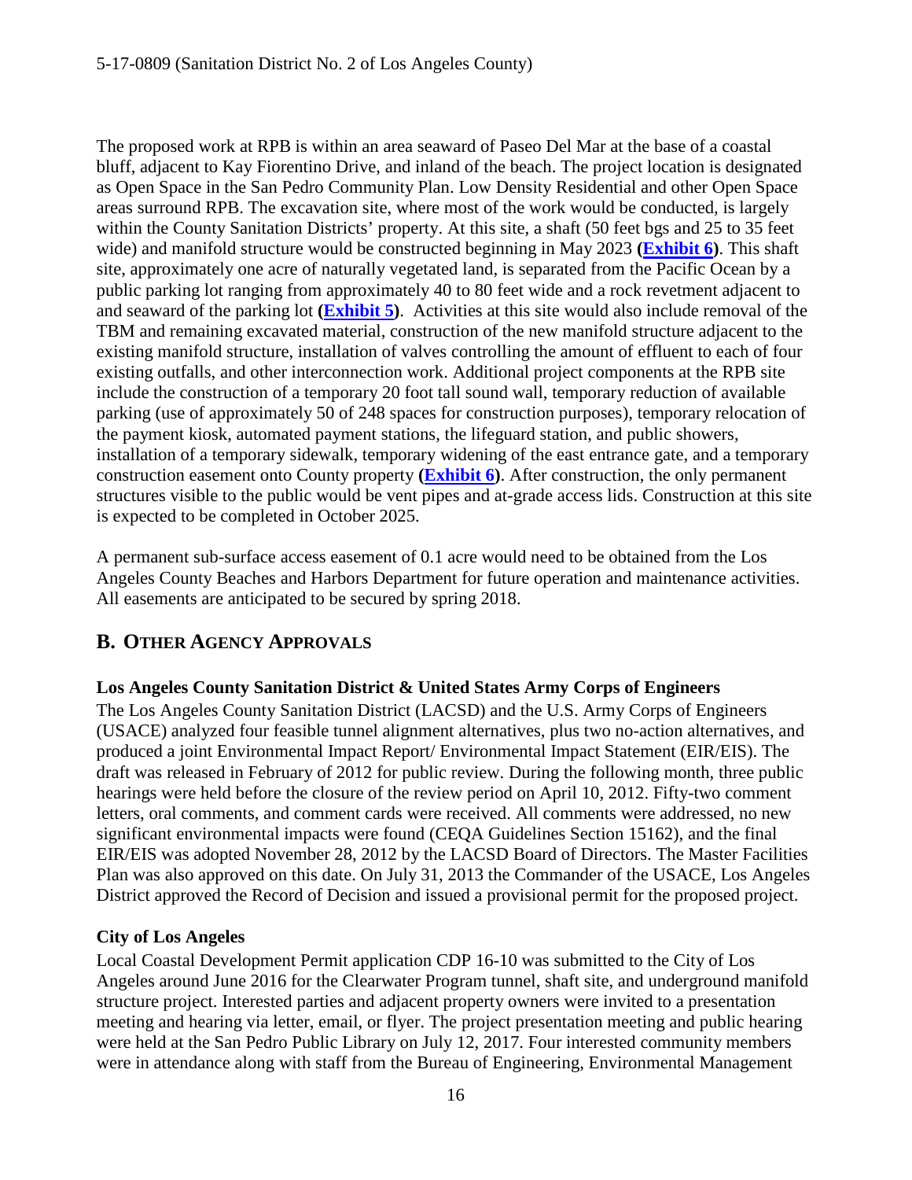The proposed work at RPB is within an area seaward of Paseo Del Mar at the base of a coastal bluff, adjacent to Kay Fiorentino Drive, and inland of the beach. The project location is designated as Open Space in the San Pedro Community Plan. Low Density Residential and other Open Space areas surround RPB. The excavation site, where most of the work would be conducted, is largely within the County Sanitation Districts' property. At this site, a shaft (50 feet bgs and 25 to 35 feet wide) and manifold structure would be constructed beginning in May 2023 (**Exhibit 6**). This shaft site, approximately one acre of naturally vegetated land, is separated from the Pacific Ocean by a public parking lot ranging from approximately 40 to 80 feet wide and a rock revetment adjacent to and seaward of the parking lot (**Exhibit 5**). Activities at this site would also include removal of the TBM and remaining excavated material, construction of the new manifold structure adjacent to the existing manifold structure, installation of valves controlling the amount of effluent to each of four existing outfalls, and other interconnection work. Additional project components at the RPB site include the construction of a temporary 20 foot tall sound wall, temporary reduction of available parking (use of approximately 50 of 248 spaces for construction purposes), temporary relocation of the payment kiosk, automated payment stations, the lifeguard station, and public showers, installation of a temporary sidewalk, temporary widening of the east entrance gate, and a temporary construction easement onto County property (**Exhibit 6**). After construction, the only permanent structures visible to the public would be vent pipes and at-grade access lids. Construction at this site is expected to be completed in October 2025.

A permanent sub-surface access easement of 0.1 acre would need to be obtained from the Los Angeles County Beaches and Harbors Department for future operation and maintenance activities. All easements are anticipated to be secured by spring 2018.

## B. Other Agency Approvals

**Los Angeles County Sanitation District & United States Army Corps of Engineers**

The Los Angeles County Sanitation District (LACSD) and the U.S. Army Corps of Engineers (USACE) analyzed four feasible tunnel alignment alternatives, plus two no-action alternatives, and produced a joint Environmental Impact Report/ Environmental Impact Statement (EIR/EIS). The draft was released in February of 2012 for public review. During the following month, three public hearings were held before the closure of the review period on April 10, 2012. Fifty-two comment letters, oral comments, and comment cards were received. All comments were addressed, no new significant environmental impacts were found (CEQA Guidelines Section 15162), and the final EIR/EIS was adopted November 28, 2012 by the LACSD Board of Directors. The Master Facilities Plan was also approved on this date. On July 31, 2013 the Commander of the USACE, Los Angeles District approved the Record of Decision and issued a provisional permit for the proposed project.

**City of Los Angeles**

Local Coastal Development Permit application CDP 16-10 was submitted to the City of Los Angeles around June 2016 for the Clearwater Program tunnel, shaft site, and underground manifold structure project. Interested parties and adjacent property owners were invited to a presentation meeting and hearing via letter, email, or flyer. The project presentation meeting and public hearing were held at the San Pedro Public Library on July 12, 2017. Four interested community members were in attendance along with staff from the Bureau of Engineering, Environmental Management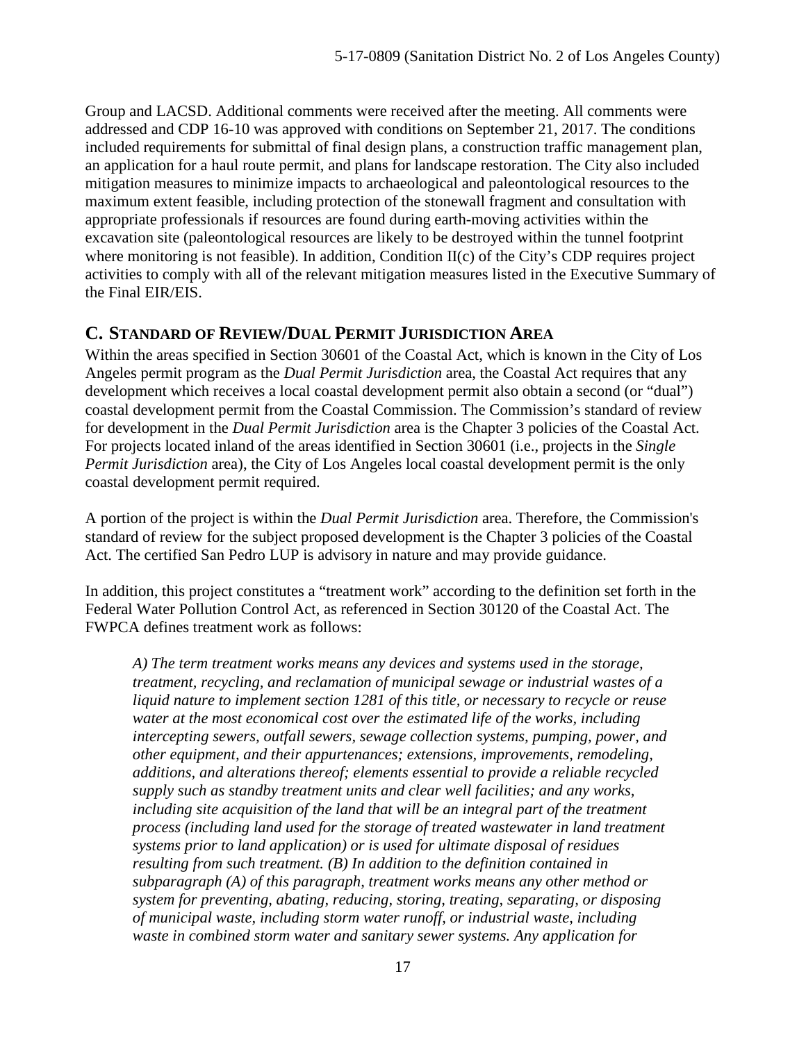Group and LACSD. Additional comments were received after the meeting. All comments were addressed and CDP 16-10 was approved with conditions on September 21, 2017. The conditions included requirements for submittal of final design plans, a construction traffic management plan, an application for a haul route permit, and plans for landscape restoration. The City also included mitigation measures to minimize impacts to archaeological and paleontological resources to the maximum extent feasible, including protection of the stonewall fragment and consultation with appropriate professionals if resources are found during earth-moving activities within the excavation site (paleontological resources are likely to be destroyed within the tunnel footprint where monitoring is not feasible). In addition, Condition II(c) of the City's CDP requires project activities to comply with all of the relevant mitigation measures listed in the Executive Summary of the Final EIR/EIS.

## C. Standard of Review/Dual Permit Jurisdiction Area

Within the areas specified in Section 30601 of the Coastal Act, which is known in the City of Los Angeles permit program as the *Dual Permit Jurisdiction* area, the Coastal Act requires that any development which receives a local coastal development permit also obtain a second (or "dual") coastal development permit from the Coastal Commission. The Commission's standard of review for development in the *Dual Permit Jurisdiction* area is the Chapter 3 policies of the Coastal Act. For projects located inland of the areas identified in Section 30601 (i.e., projects in the *Single Permit Jurisdiction* area), the City of Los Angeles local coastal development permit is the only coastal development permit required.

A portion of the project is within the *Dual Permit Jurisdiction* area. Therefore, the Commission's standard of review for the subject proposed development is the Chapter 3 policies of the Coastal Act. The certified San Pedro LUP is advisory in nature and may provide guidance.

In addition, this project constitutes a "treatment work" according to the definition set forth in the Federal Water Pollution Control Act, as referenced in Section 30120 of the Coastal Act. The FWPCA defines treatment work as follows:

> *A) The term treatment works means any devices and systems used in the storage, treatment, recycling, and reclamation of municipal sewage or industrial wastes of a liquid nature to implement section 1281 of this title, or necessary to recycle or reuse water at the most economical cost over the estimated life of the works, including intercepting sewers, outfall sewers, sewage collection systems, pumping, power, and other equipment, and their appurtenances; extensions, improvements, remodeling, additions, and alterations thereof; elements essential to provide a reliable recycled supply such as standby treatment units and clear well facilities; and any works, including site acquisition of the land that will be an integral part of the treatment process (including land used for the storage of treated wastewater in land treatment systems prior to land application) or is used for ultimate disposal of residues resulting from such treatment. (B) In addition to the definition contained in subparagraph (A) of this paragraph, treatment works means any other method or system for preventing, abating, reducing, storing, treating, separating, or disposing of municipal waste, including storm water runoff, or industrial waste, including waste in combined storm water and sanitary sewer systems. Any application for*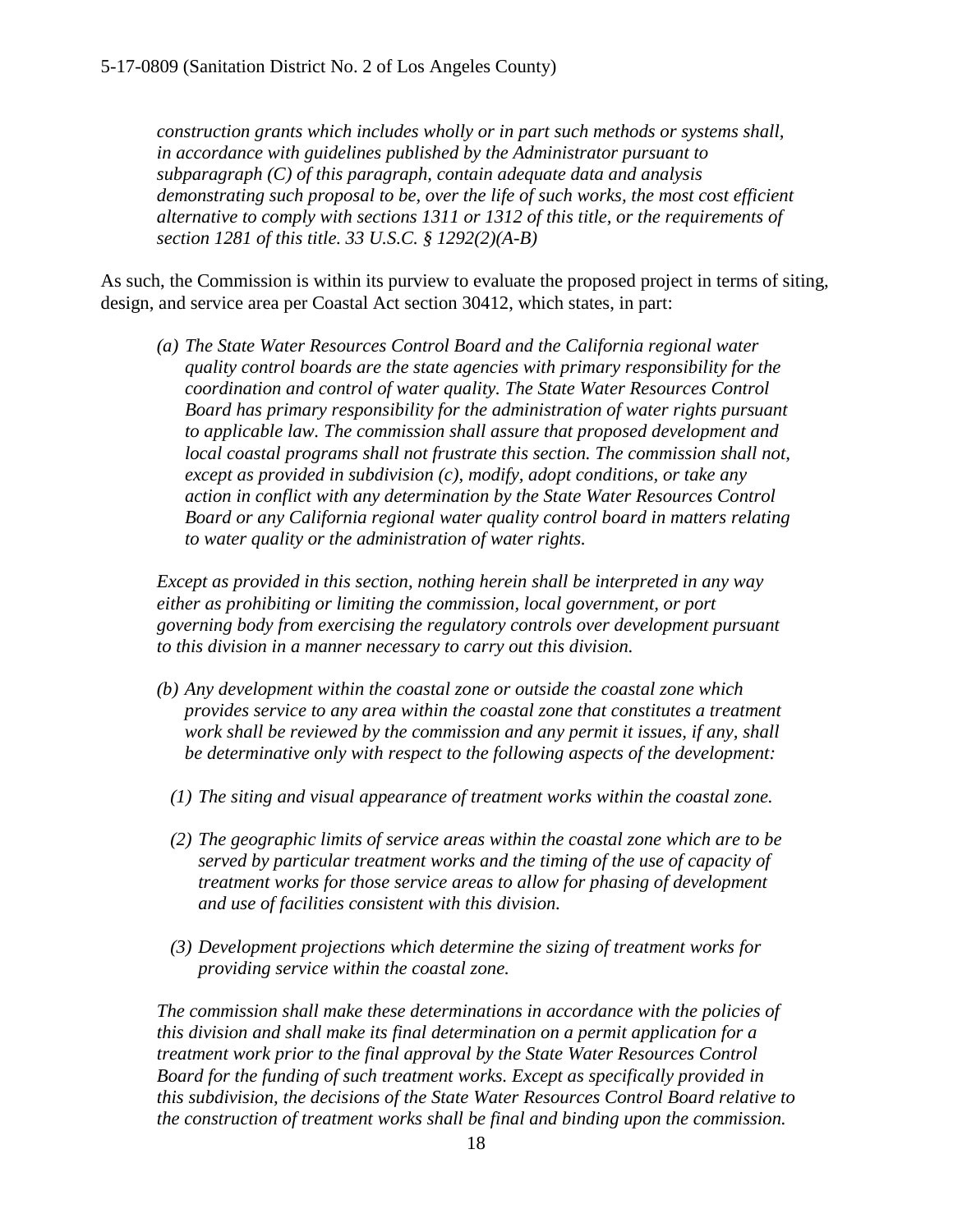*construction grants which includes wholly or in part such methods or systems shall, in accordance with guidelines published by the Administrator pursuant to subparagraph (C) of this paragraph, contain adequate data and analysis demonstrating such proposal to be, over the life of such works, the most cost efficient alternative to comply with sections 1311 or 1312 of this title, or the requirements of section 1281 of this title. 33 U.S.C. § 1292(2)(A-B)*

As such, the Commission is within its purview to evaluate the proposed project in terms of siting, design, and service area per Coastal Act section 30412, which states, in part:

> *(a) The State Water Resources Control Board and the California regional water quality control boards are the state agencies with primary responsibility for the coordination and control of water quality. The State Water Resources Control Board has primary responsibility for the administration of water rights pursuant to applicable law. The commission shall assure that proposed development and local coastal programs shall not frustrate this section. The commission shall not, except as provided in subdivision (c), modify, adopt conditions, or take any action in conflict with any determination by the State Water Resources Control Board or any California regional water quality control board in matters relating to water quality or the administration of water rights.*
>
> *Except as provided in this section, nothing herein shall be interpreted in any way either as prohibiting or limiting the commission, local government, or port governing body from exercising the regulatory controls over development pursuant to this division in a manner necessary to carry out this division.*
>
> *(b) Any development within the coastal zone or outside the coastal zone which provides service to any area within the coastal zone that constitutes a treatment work shall be reviewed by the commission and any permit it issues, if any, shall be determinative only with respect to the following aspects of the development:*
>
> *(1) The siting and visual appearance of treatment works within the coastal zone.*
>
> *(2) The geographic limits of service areas within the coastal zone which are to be served by particular treatment works and the timing of the use of capacity of treatment works for those service areas to allow for phasing of development and use of facilities consistent with this division.*
>
> *(3) Development projections which determine the sizing of treatment works for providing service within the coastal zone.*
>
> *The commission shall make these determinations in accordance with the policies of this division and shall make its final determination on a permit application for a treatment work prior to the final approval by the State Water Resources Control Board for the funding of such treatment works. Except as specifically provided in this subdivision, the decisions of the State Water Resources Control Board relative to the construction of treatment works shall be final and binding upon the commission.*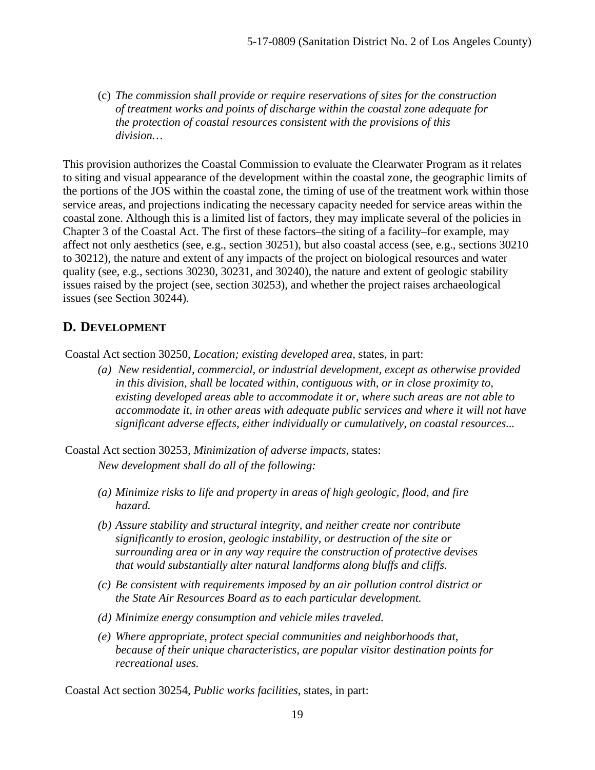(c) *The commission shall provide or require reservations of sites for the construction of treatment works and points of discharge within the coastal zone adequate for the protection of coastal resources consistent with the provisions of this division…*

This provision authorizes the Coastal Commission to evaluate the Clearwater Program as it relates to siting and visual appearance of the development within the coastal zone, the geographic limits of the portions of the JOS within the coastal zone, the timing of use of the treatment work within those service areas, and projections indicating the necessary capacity needed for service areas within the coastal zone. Although this is a limited list of factors, they may implicate several of the policies in Chapter 3 of the Coastal Act. The first of these factors–the siting of a facility–for example, may affect not only aesthetics (see, e.g., section 30251), but also coastal access (see, e.g., sections 30210 to 30212), the nature and extent of any impacts of the project on biological resources and water quality (see, e.g., sections 30230, 30231, and 30240), the nature and extent of geologic stability issues raised by the project (see, section 30253), and whether the project raises archaeological issues (see Section 30244).

## D. DEVELOPMENT

Coastal Act section 30250, *Location; existing developed area*, states, in part:

> *(a) New residential, commercial, or industrial development, except as otherwise provided in this division, shall be located within, contiguous with, or in close proximity to, existing developed areas able to accommodate it or, where such areas are not able to accommodate it, in other areas with adequate public services and where it will not have significant adverse effects, either individually or cumulatively, on coastal resources...*

Coastal Act section 30253, *Minimization of adverse impacts*, states:

> *New development shall do all of the following:*
>
> *(a) Minimize risks to life and property in areas of high geologic, flood, and fire hazard.*
>
> *(b) Assure stability and structural integrity, and neither create nor contribute significantly to erosion, geologic instability, or destruction of the site or surrounding area or in any way require the construction of protective devises that would substantially alter natural landforms along bluffs and cliffs.*
>
> *(c) Be consistent with requirements imposed by an air pollution control district or the State Air Resources Board as to each particular development.*
>
> *(d) Minimize energy consumption and vehicle miles traveled.*
>
> *(e) Where appropriate, protect special communities and neighborhoods that, because of their unique characteristics, are popular visitor destination points for recreational uses.*

Coastal Act section 30254, *Public works facilities*, states, in part: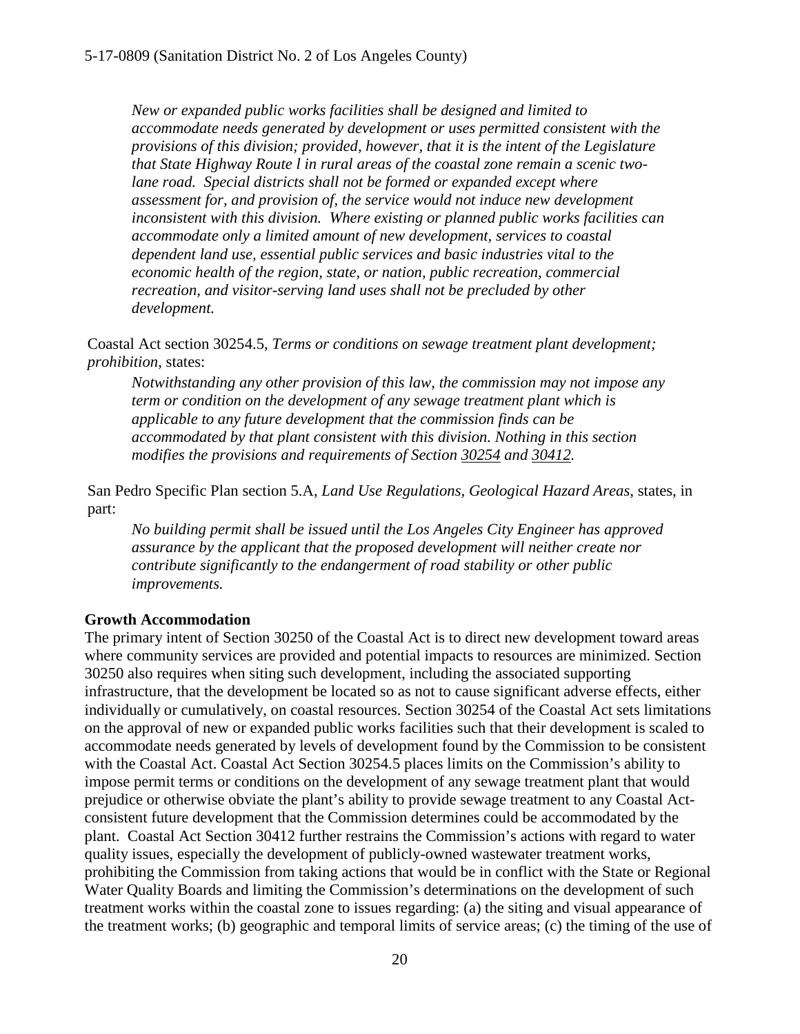*New or expanded public works facilities shall be designed and limited to accommodate needs generated by development or uses permitted consistent with the provisions of this division; provided, however, that it is the intent of the Legislature that State Highway Route l in rural areas of the coastal zone remain a scenic two-lane road. Special districts shall not be formed or expanded except where assessment for, and provision of, the service would not induce new development inconsistent with this division. Where existing or planned public works facilities can accommodate only a limited amount of new development, services to coastal dependent land use, essential public services and basic industries vital to the economic health of the region, state, or nation, public recreation, commercial recreation, and visitor-serving land uses shall not be precluded by other development.*

Coastal Act section 30254.5, *Terms or conditions on sewage treatment plant development; prohibition*, states:

> *Notwithstanding any other provision of this law, the commission may not impose any term or condition on the development of any sewage treatment plant which is applicable to any future development that the commission finds can be accommodated by that plant consistent with this division. Nothing in this section modifies the provisions and requirements of Section 30254 and 30412.*

San Pedro Specific Plan section 5.A, *Land Use Regulations, Geological Hazard Areas*, states, in part:

> *No building permit shall be issued until the Los Angeles City Engineer has approved assurance by the applicant that the proposed development will neither create nor contribute significantly to the endangerment of road stability or other public improvements.*

**Growth Accommodation**

The primary intent of Section 30250 of the Coastal Act is to direct new development toward areas where community services are provided and potential impacts to resources are minimized. Section 30250 also requires when siting such development, including the associated supporting infrastructure, that the development be located so as not to cause significant adverse effects, either individually or cumulatively, on coastal resources. Section 30254 of the Coastal Act sets limitations on the approval of new or expanded public works facilities such that their development is scaled to accommodate needs generated by levels of development found by the Commission to be consistent with the Coastal Act. Coastal Act Section 30254.5 places limits on the Commission's ability to impose permit terms or conditions on the development of any sewage treatment plant that would prejudice or otherwise obviate the plant's ability to provide sewage treatment to any Coastal Act-consistent future development that the Commission determines could be accommodated by the plant. Coastal Act Section 30412 further restrains the Commission's actions with regard to water quality issues, especially the development of publicly-owned wastewater treatment works, prohibiting the Commission from taking actions that would be in conflict with the State or Regional Water Quality Boards and limiting the Commission's determinations on the development of such treatment works within the coastal zone to issues regarding: (a) the siting and visual appearance of the treatment works; (b) geographic and temporal limits of service areas; (c) the timing of the use of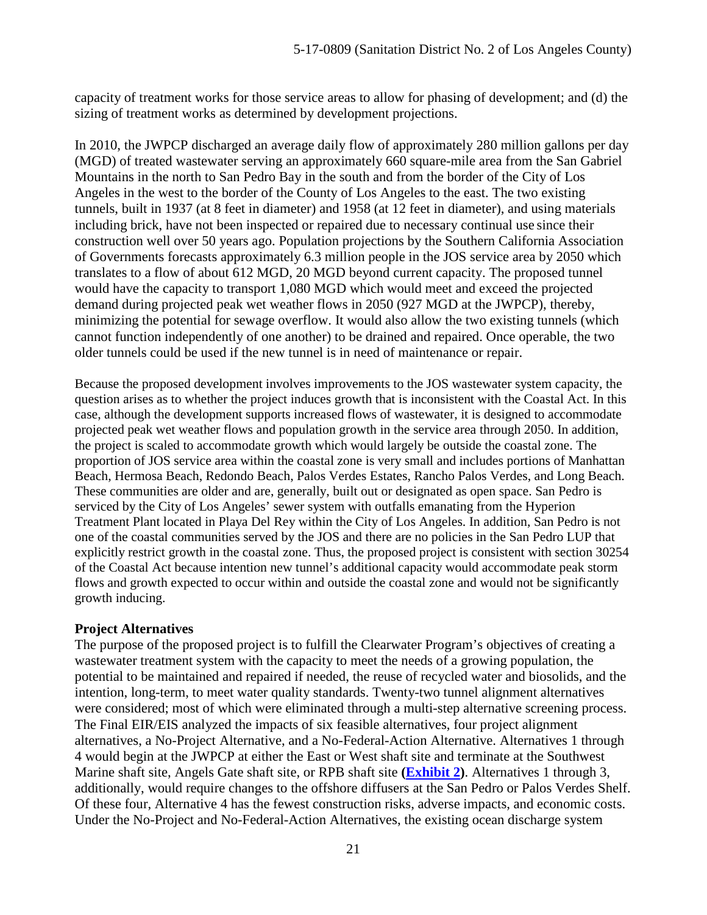capacity of treatment works for those service areas to allow for phasing of development; and (d) the sizing of treatment works as determined by development projections.

In 2010, the JWPCP discharged an average daily flow of approximately 280 million gallons per day (MGD) of treated wastewater serving an approximately 660 square-mile area from the San Gabriel Mountains in the north to San Pedro Bay in the south and from the border of the City of Los Angeles in the west to the border of the County of Los Angeles to the east. The two existing tunnels, built in 1937 (at 8 feet in diameter) and 1958 (at 12 feet in diameter), and using materials including brick, have not been inspected or repaired due to necessary continual use since their construction well over 50 years ago. Population projections by the Southern California Association of Governments forecasts approximately 6.3 million people in the JOS service area by 2050 which translates to a flow of about 612 MGD, 20 MGD beyond current capacity. The proposed tunnel would have the capacity to transport 1,080 MGD which would meet and exceed the projected demand during projected peak wet weather flows in 2050 (927 MGD at the JWPCP), thereby, minimizing the potential for sewage overflow. It would also allow the two existing tunnels (which cannot function independently of one another) to be drained and repaired. Once operable, the two older tunnels could be used if the new tunnel is in need of maintenance or repair.

Because the proposed development involves improvements to the JOS wastewater system capacity, the question arises as to whether the project induces growth that is inconsistent with the Coastal Act. In this case, although the development supports increased flows of wastewater, it is designed to accommodate projected peak wet weather flows and population growth in the service area through 2050. In addition, the project is scaled to accommodate growth which would largely be outside the coastal zone. The proportion of JOS service area within the coastal zone is very small and includes portions of Manhattan Beach, Hermosa Beach, Redondo Beach, Palos Verdes Estates, Rancho Palos Verdes, and Long Beach. These communities are older and are, generally, built out or designated as open space. San Pedro is serviced by the City of Los Angeles' sewer system with outfalls emanating from the Hyperion Treatment Plant located in Playa Del Rey within the City of Los Angeles. In addition, San Pedro is not one of the coastal communities served by the JOS and there are no policies in the San Pedro LUP that explicitly restrict growth in the coastal zone. Thus, the proposed project is consistent with section 30254 of the Coastal Act because intention new tunnel's additional capacity would accommodate peak storm flows and growth expected to occur within and outside the coastal zone and would not be significantly growth inducing.

**Project Alternatives**

The purpose of the proposed project is to fulfill the Clearwater Program's objectives of creating a wastewater treatment system with the capacity to meet the needs of a growing population, the potential to be maintained and repaired if needed, the reuse of recycled water and biosolids, and the intention, long-term, to meet water quality standards. Twenty-two tunnel alignment alternatives were considered; most of which were eliminated through a multi-step alternative screening process. The Final EIR/EIS analyzed the impacts of six feasible alternatives, four project alignment alternatives, a No-Project Alternative, and a No-Federal-Action Alternative. Alternatives 1 through 4 would begin at the JWPCP at either the East or West shaft site and terminate at the Southwest Marine shaft site, Angels Gate shaft site, or RPB shaft site **(Exhibit 2)**. Alternatives 1 through 3, additionally, would require changes to the offshore diffusers at the San Pedro or Palos Verdes Shelf. Of these four, Alternative 4 has the fewest construction risks, adverse impacts, and economic costs. Under the No-Project and No-Federal-Action Alternatives, the existing ocean discharge system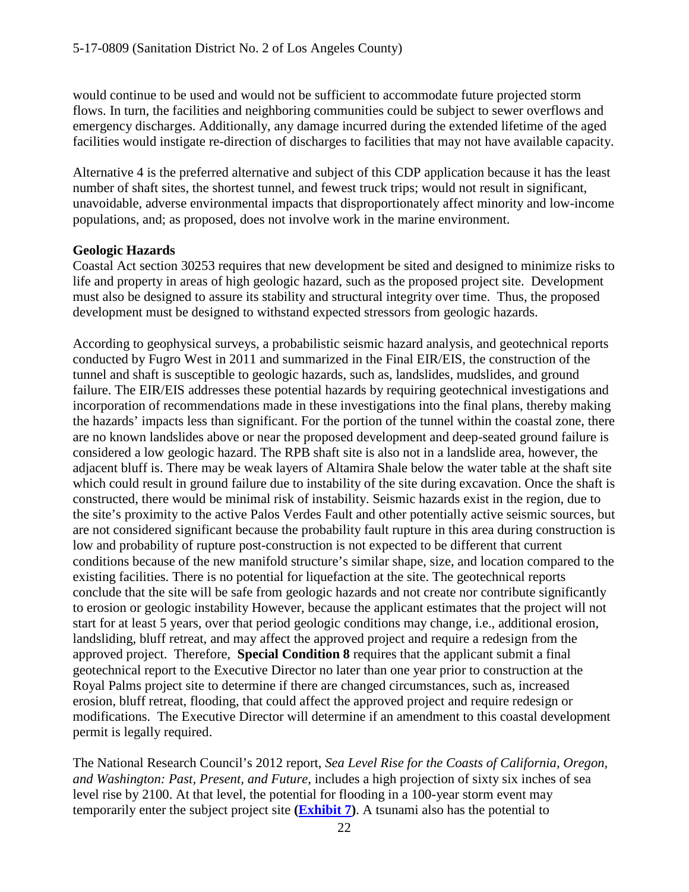would continue to be used and would not be sufficient to accommodate future projected storm flows. In turn, the facilities and neighboring communities could be subject to sewer overflows and emergency discharges. Additionally, any damage incurred during the extended lifetime of the aged facilities would instigate re-direction of discharges to facilities that may not have available capacity.

Alternative 4 is the preferred alternative and subject of this CDP application because it has the least number of shaft sites, the shortest tunnel, and fewest truck trips; would not result in significant, unavoidable, adverse environmental impacts that disproportionately affect minority and low-income populations, and; as proposed, does not involve work in the marine environment.

**Geologic Hazards**

Coastal Act section 30253 requires that new development be sited and designed to minimize risks to life and property in areas of high geologic hazard, such as the proposed project site. Development must also be designed to assure its stability and structural integrity over time. Thus, the proposed development must be designed to withstand expected stressors from geologic hazards.

According to geophysical surveys, a probabilistic seismic hazard analysis, and geotechnical reports conducted by Fugro West in 2011 and summarized in the Final EIR/EIS, the construction of the tunnel and shaft is susceptible to geologic hazards, such as, landslides, mudslides, and ground failure. The EIR/EIS addresses these potential hazards by requiring geotechnical investigations and incorporation of recommendations made in these investigations into the final plans, thereby making the hazards' impacts less than significant. For the portion of the tunnel within the coastal zone, there are no known landslides above or near the proposed development and deep-seated ground failure is considered a low geologic hazard. The RPB shaft site is also not in a landslide area, however, the adjacent bluff is. There may be weak layers of Altamira Shale below the water table at the shaft site which could result in ground failure due to instability of the site during excavation. Once the shaft is constructed, there would be minimal risk of instability. Seismic hazards exist in the region, due to the site's proximity to the active Palos Verdes Fault and other potentially active seismic sources, but are not considered significant because the probability fault rupture in this area during construction is low and probability of rupture post-construction is not expected to be different that current conditions because of the new manifold structure's similar shape, size, and location compared to the existing facilities. There is no potential for liquefaction at the site. The geotechnical reports conclude that the site will be safe from geologic hazards and not create nor contribute significantly to erosion or geologic instability However, because the applicant estimates that the project will not start for at least 5 years, over that period geologic conditions may change, i.e., additional erosion, landsliding, bluff retreat, and may affect the approved project and require a redesign from the approved project. Therefore, **Special Condition 8** requires that the applicant submit a final geotechnical report to the Executive Director no later than one year prior to construction at the Royal Palms project site to determine if there are changed circumstances, such as, increased erosion, bluff retreat, flooding, that could affect the approved project and require redesign or modifications. The Executive Director will determine if an amendment to this coastal development permit is legally required.

The National Research Council's 2012 report, *Sea Level Rise for the Coasts of California, Oregon, and Washington: Past, Present, and Future*, includes a high projection of sixty six inches of sea level rise by 2100. At that level, the potential for flooding in a 100-year storm event may temporarily enter the subject project site **(Exhibit 7)**. A tsunami also has the potential to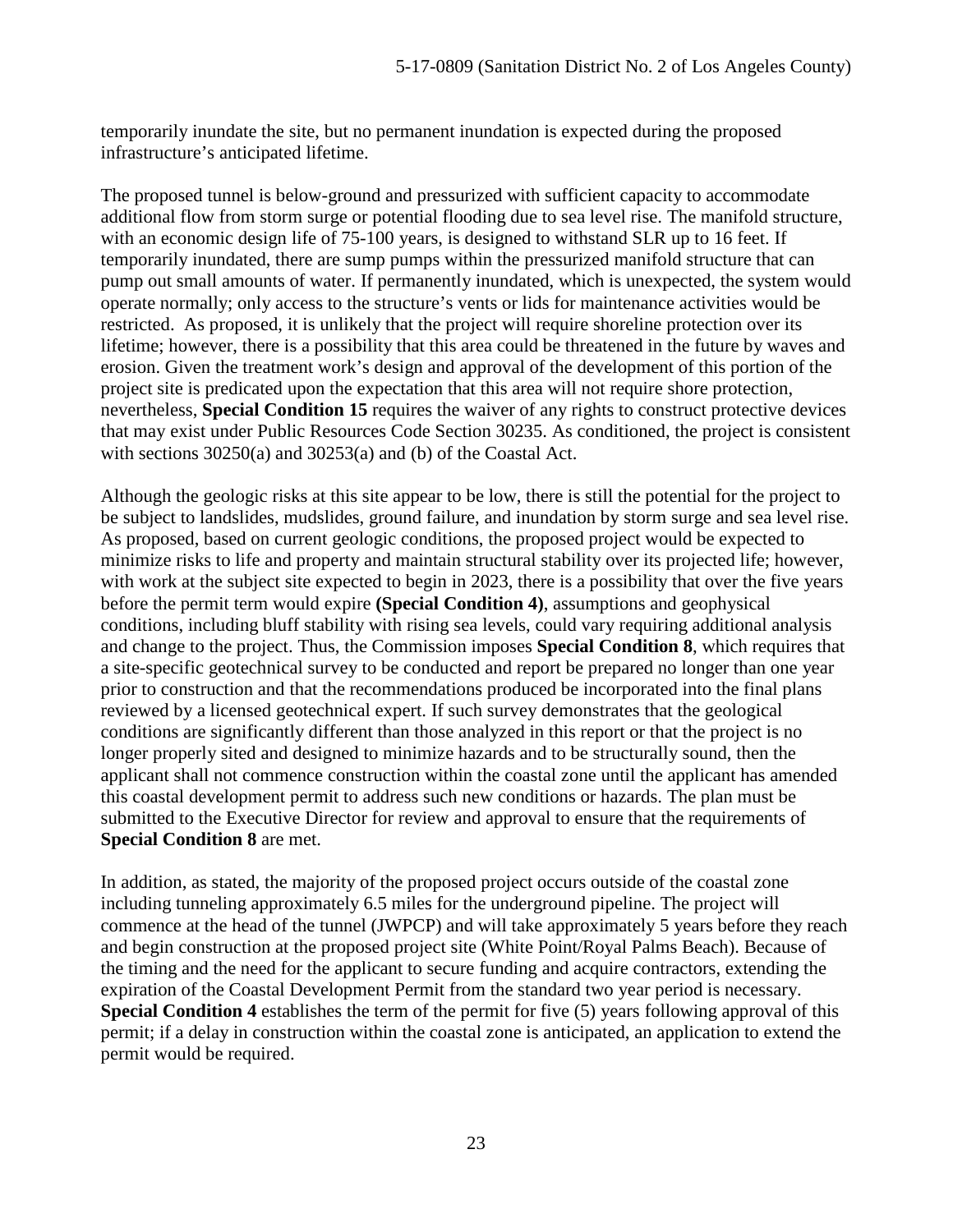temporarily inundate the site, but no permanent inundation is expected during the proposed infrastructure's anticipated lifetime.

The proposed tunnel is below-ground and pressurized with sufficient capacity to accommodate additional flow from storm surge or potential flooding due to sea level rise. The manifold structure, with an economic design life of 75-100 years, is designed to withstand SLR up to 16 feet. If temporarily inundated, there are sump pumps within the pressurized manifold structure that can pump out small amounts of water. If permanently inundated, which is unexpected, the system would operate normally; only access to the structure's vents or lids for maintenance activities would be restricted. As proposed, it is unlikely that the project will require shoreline protection over its lifetime; however, there is a possibility that this area could be threatened in the future by waves and erosion. Given the treatment work's design and approval of the development of this portion of the project site is predicated upon the expectation that this area will not require shore protection, nevertheless, **Special Condition 15** requires the waiver of any rights to construct protective devices that may exist under Public Resources Code Section 30235. As conditioned, the project is consistent with sections 30250(a) and 30253(a) and (b) of the Coastal Act.

Although the geologic risks at this site appear to be low, there is still the potential for the project to be subject to landslides, mudslides, ground failure, and inundation by storm surge and sea level rise. As proposed, based on current geologic conditions, the proposed project would be expected to minimize risks to life and property and maintain structural stability over its projected life; however, with work at the subject site expected to begin in 2023, there is a possibility that over the five years before the permit term would expire **(Special Condition 4)**, assumptions and geophysical conditions, including bluff stability with rising sea levels, could vary requiring additional analysis and change to the project. Thus, the Commission imposes **Special Condition 8**, which requires that a site-specific geotechnical survey to be conducted and report be prepared no longer than one year prior to construction and that the recommendations produced be incorporated into the final plans reviewed by a licensed geotechnical expert. If such survey demonstrates that the geological conditions are significantly different than those analyzed in this report or that the project is no longer properly sited and designed to minimize hazards and to be structurally sound, then the applicant shall not commence construction within the coastal zone until the applicant has amended this coastal development permit to address such new conditions or hazards. The plan must be submitted to the Executive Director for review and approval to ensure that the requirements of **Special Condition 8** are met.

In addition, as stated, the majority of the proposed project occurs outside of the coastal zone including tunneling approximately 6.5 miles for the underground pipeline. The project will commence at the head of the tunnel (JWPCP) and will take approximately 5 years before they reach and begin construction at the proposed project site (White Point/Royal Palms Beach). Because of the timing and the need for the applicant to secure funding and acquire contractors, extending the expiration of the Coastal Development Permit from the standard two year period is necessary. **Special Condition 4** establishes the term of the permit for five (5) years following approval of this permit; if a delay in construction within the coastal zone is anticipated, an application to extend the permit would be required.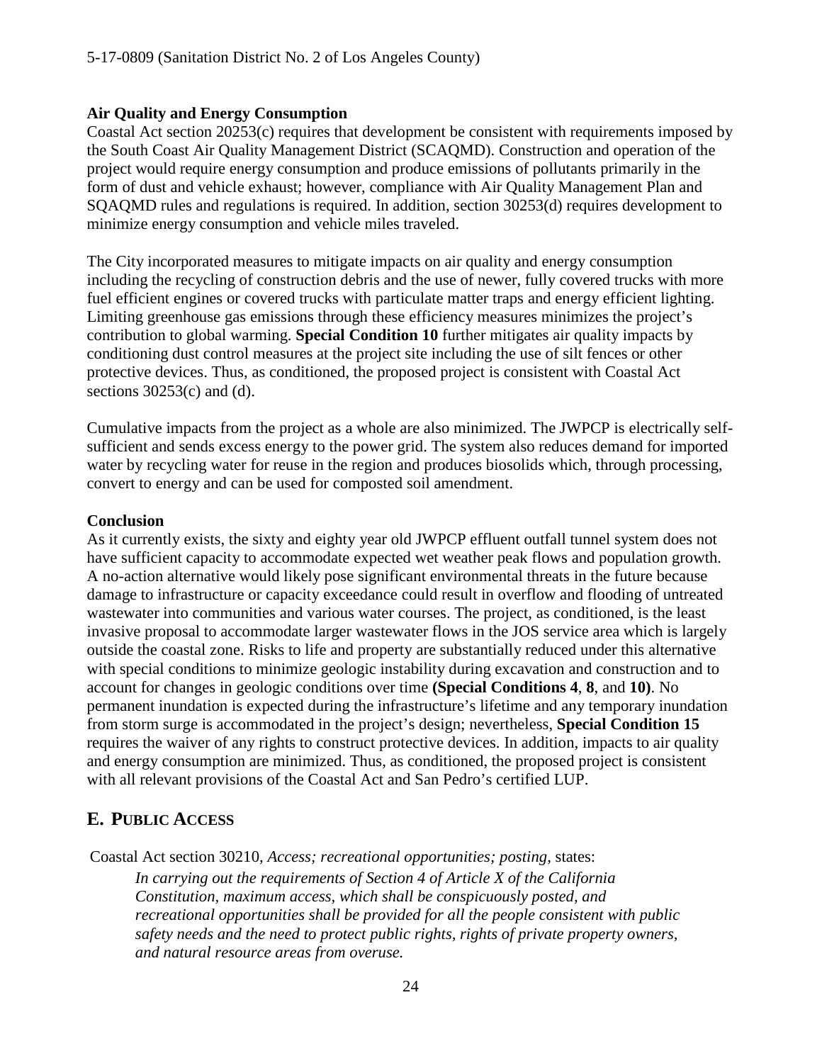**Air Quality and Energy Consumption**

Coastal Act section 20253(c) requires that development be consistent with requirements imposed by the South Coast Air Quality Management District (SCAQMD). Construction and operation of the project would require energy consumption and produce emissions of pollutants primarily in the form of dust and vehicle exhaust; however, compliance with Air Quality Management Plan and SQAQMD rules and regulations is required. In addition, section 30253(d) requires development to minimize energy consumption and vehicle miles traveled.

The City incorporated measures to mitigate impacts on air quality and energy consumption including the recycling of construction debris and the use of newer, fully covered trucks with more fuel efficient engines or covered trucks with particulate matter traps and energy efficient lighting. Limiting greenhouse gas emissions through these efficiency measures minimizes the project's contribution to global warming. **Special Condition 10** further mitigates air quality impacts by conditioning dust control measures at the project site including the use of silt fences or other protective devices. Thus, as conditioned, the proposed project is consistent with Coastal Act sections 30253(c) and (d).

Cumulative impacts from the project as a whole are also minimized. The JWPCP is electrically self-sufficient and sends excess energy to the power grid. The system also reduces demand for imported water by recycling water for reuse in the region and produces biosolids which, through processing, convert to energy and can be used for composted soil amendment.

**Conclusion**

As it currently exists, the sixty and eighty year old JWPCP effluent outfall tunnel system does not have sufficient capacity to accommodate expected wet weather peak flows and population growth. A no-action alternative would likely pose significant environmental threats in the future because damage to infrastructure or capacity exceedance could result in overflow and flooding of untreated wastewater into communities and various water courses. The project, as conditioned, is the least invasive proposal to accommodate larger wastewater flows in the JOS service area which is largely outside the coastal zone. Risks to life and property are substantially reduced under this alternative with special conditions to minimize geologic instability during excavation and construction and to account for changes in geologic conditions over time **(Special Conditions 4**, **8**, and **10)**. No permanent inundation is expected during the infrastructure's lifetime and any temporary inundation from storm surge is accommodated in the project's design; nevertheless, **Special Condition 15** requires the waiver of any rights to construct protective devices. In addition, impacts to air quality and energy consumption are minimized. Thus, as conditioned, the proposed project is consistent with all relevant provisions of the Coastal Act and San Pedro's certified LUP.

## E. PUBLIC ACCESS

Coastal Act section 30210, *Access; recreational opportunities; posting*, states:

> *In carrying out the requirements of Section 4 of Article X of the California Constitution, maximum access, which shall be conspicuously posted, and recreational opportunities shall be provided for all the people consistent with public safety needs and the need to protect public rights, rights of private property owners, and natural resource areas from overuse.*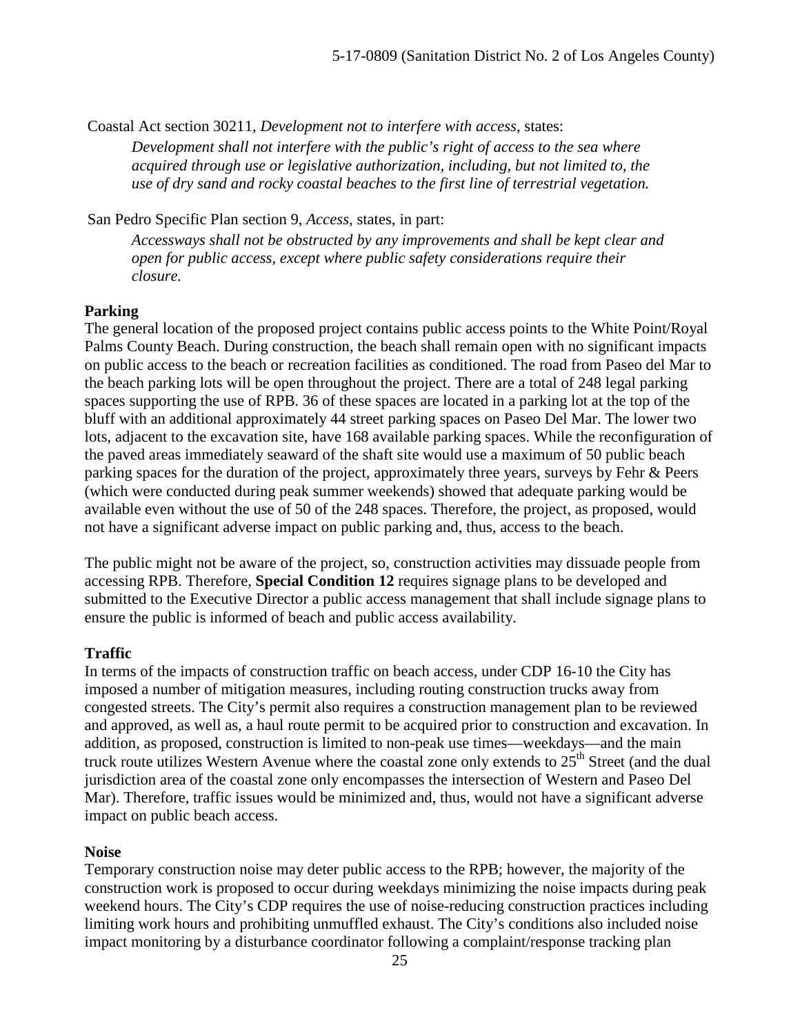Coastal Act section 30211, *Development not to interfere with access*, states:

> *Development shall not interfere with the public's right of access to the sea where acquired through use or legislative authorization, including, but not limited to, the use of dry sand and rocky coastal beaches to the first line of terrestrial vegetation.*

San Pedro Specific Plan section 9, *Access*, states, in part:

> *Accessways shall not be obstructed by any improvements and shall be kept clear and open for public access, except where public safety considerations require their closure.*

**Parking**

The general location of the proposed project contains public access points to the White Point/Royal Palms County Beach. During construction, the beach shall remain open with no significant impacts on public access to the beach or recreation facilities as conditioned. The road from Paseo del Mar to the beach parking lots will be open throughout the project. There are a total of 248 legal parking spaces supporting the use of RPB. 36 of these spaces are located in a parking lot at the top of the bluff with an additional approximately 44 street parking spaces on Paseo Del Mar. The lower two lots, adjacent to the excavation site, have 168 available parking spaces. While the reconfiguration of the paved areas immediately seaward of the shaft site would use a maximum of 50 public beach parking spaces for the duration of the project, approximately three years, surveys by Fehr & Peers (which were conducted during peak summer weekends) showed that adequate parking would be available even without the use of 50 of the 248 spaces. Therefore, the project, as proposed, would not have a significant adverse impact on public parking and, thus, access to the beach.

The public might not be aware of the project, so, construction activities may dissuade people from accessing RPB. Therefore, **Special Condition 12** requires signage plans to be developed and submitted to the Executive Director a public access management that shall include signage plans to ensure the public is informed of beach and public access availability.

**Traffic**

In terms of the impacts of construction traffic on beach access, under CDP 16-10 the City has imposed a number of mitigation measures, including routing construction trucks away from congested streets. The City's permit also requires a construction management plan to be reviewed and approved, as well as, a haul route permit to be acquired prior to construction and excavation. In addition, as proposed, construction is limited to non-peak use times—weekdays—and the main truck route utilizes Western Avenue where the coastal zone only extends to 25th Street (and the dual jurisdiction area of the coastal zone only encompasses the intersection of Western and Paseo Del Mar). Therefore, traffic issues would be minimized and, thus, would not have a significant adverse impact on public beach access.

**Noise**

Temporary construction noise may deter public access to the RPB; however, the majority of the construction work is proposed to occur during weekdays minimizing the noise impacts during peak weekend hours. The City's CDP requires the use of noise-reducing construction practices including limiting work hours and prohibiting unmuffled exhaust. The City's conditions also included noise impact monitoring by a disturbance coordinator following a complaint/response tracking plan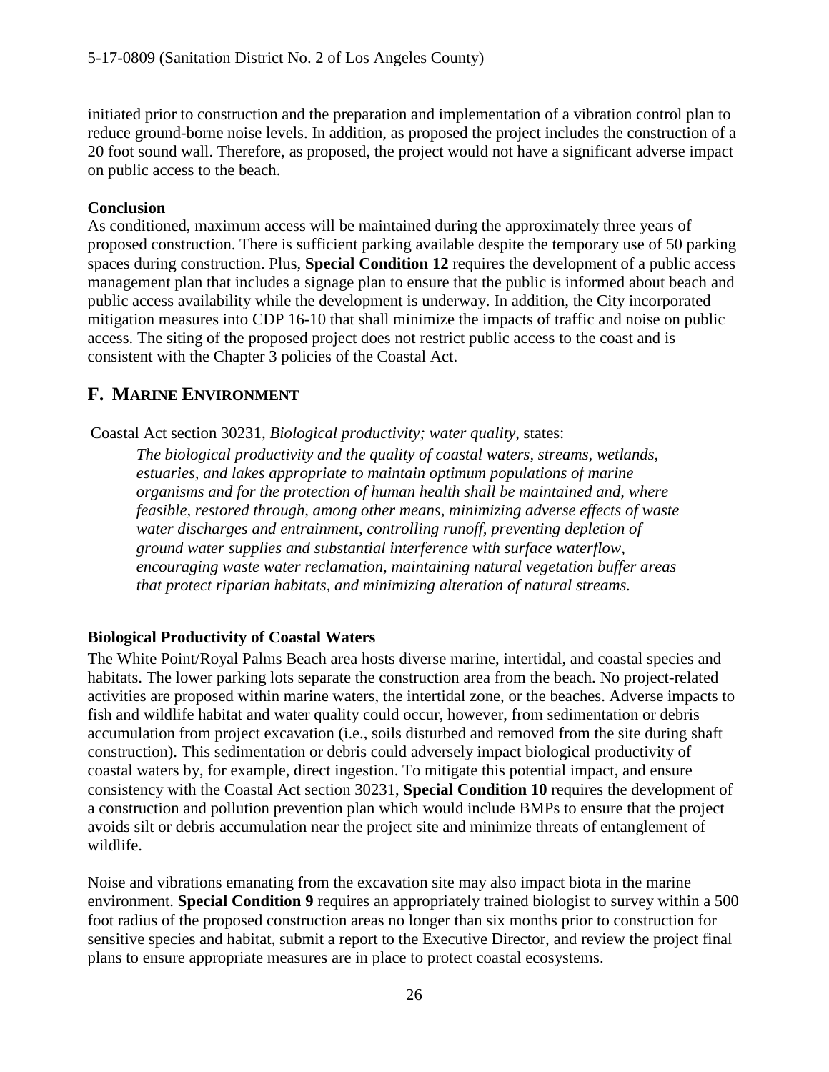initiated prior to construction and the preparation and implementation of a vibration control plan to reduce ground-borne noise levels. In addition, as proposed the project includes the construction of a 20 foot sound wall. Therefore, as proposed, the project would not have a significant adverse impact on public access to the beach.

**Conclusion**

As conditioned, maximum access will be maintained during the approximately three years of proposed construction. There is sufficient parking available despite the temporary use of 50 parking spaces during construction. Plus, **Special Condition 12** requires the development of a public access management plan that includes a signage plan to ensure that the public is informed about beach and public access availability while the development is underway. In addition, the City incorporated mitigation measures into CDP 16-10 that shall minimize the impacts of traffic and noise on public access. The siting of the proposed project does not restrict public access to the coast and is consistent with the Chapter 3 policies of the Coastal Act.

## F. MARINE ENVIRONMENT

Coastal Act section 30231, *Biological productivity; water quality,* states:

> *The biological productivity and the quality of coastal waters, streams, wetlands, estuaries, and lakes appropriate to maintain optimum populations of marine organisms and for the protection of human health shall be maintained and, where feasible, restored through, among other means, minimizing adverse effects of waste water discharges and entrainment, controlling runoff, preventing depletion of ground water supplies and substantial interference with surface waterflow, encouraging waste water reclamation, maintaining natural vegetation buffer areas that protect riparian habitats, and minimizing alteration of natural streams.*

**Biological Productivity of Coastal Waters**

The White Point/Royal Palms Beach area hosts diverse marine, intertidal, and coastal species and habitats. The lower parking lots separate the construction area from the beach. No project-related activities are proposed within marine waters, the intertidal zone, or the beaches. Adverse impacts to fish and wildlife habitat and water quality could occur, however, from sedimentation or debris accumulation from project excavation (i.e., soils disturbed and removed from the site during shaft construction). This sedimentation or debris could adversely impact biological productivity of coastal waters by, for example, direct ingestion. To mitigate this potential impact, and ensure consistency with the Coastal Act section 30231, **Special Condition 10** requires the development of a construction and pollution prevention plan which would include BMPs to ensure that the project avoids silt or debris accumulation near the project site and minimize threats of entanglement of wildlife.

Noise and vibrations emanating from the excavation site may also impact biota in the marine environment. **Special Condition 9** requires an appropriately trained biologist to survey within a 500 foot radius of the proposed construction areas no longer than six months prior to construction for sensitive species and habitat, submit a report to the Executive Director, and review the project final plans to ensure appropriate measures are in place to protect coastal ecosystems.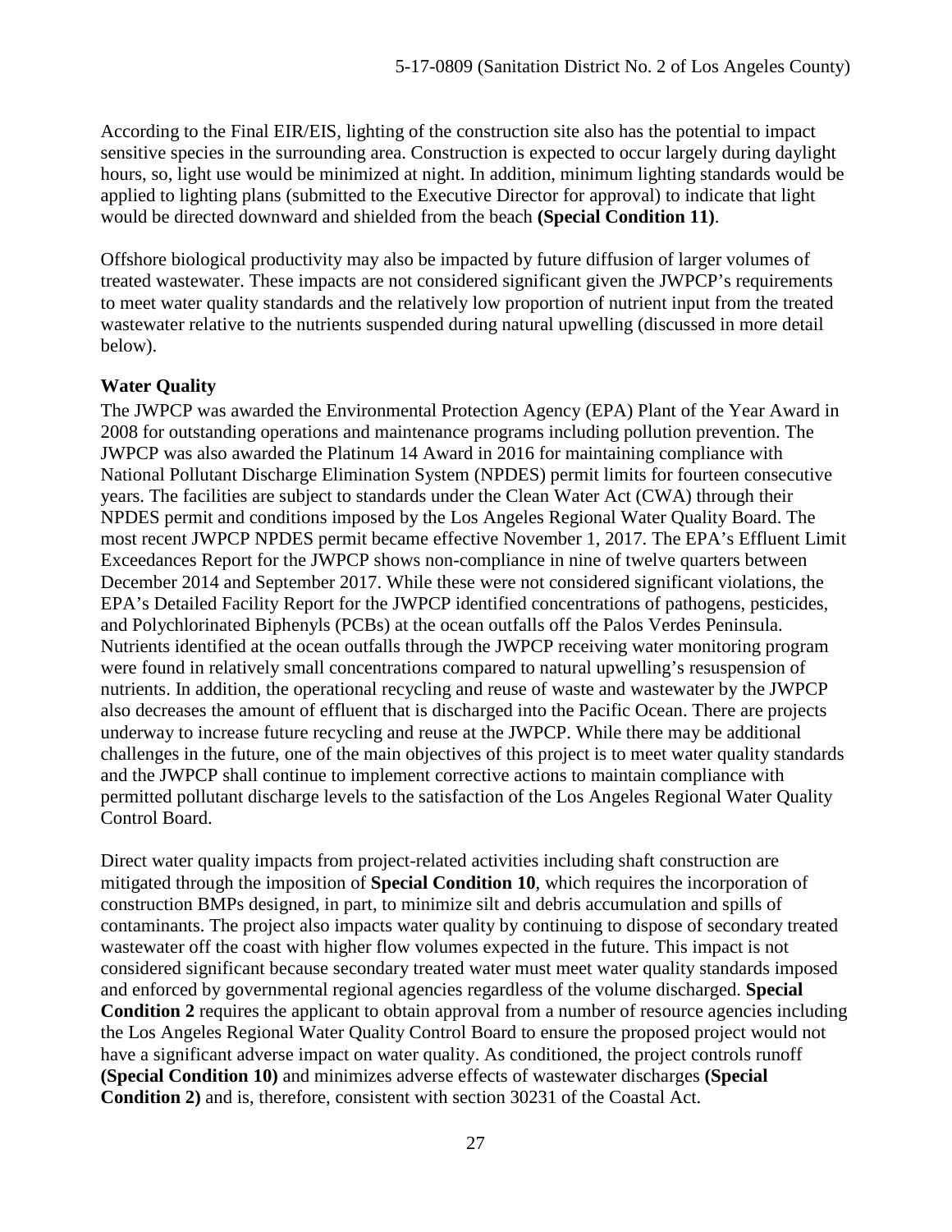According to the Final EIR/EIS, lighting of the construction site also has the potential to impact sensitive species in the surrounding area. Construction is expected to occur largely during daylight hours, so, light use would be minimized at night. In addition, minimum lighting standards would be applied to lighting plans (submitted to the Executive Director for approval) to indicate that light would be directed downward and shielded from the beach **(Special Condition 11)**.

Offshore biological productivity may also be impacted by future diffusion of larger volumes of treated wastewater. These impacts are not considered significant given the JWPCP's requirements to meet water quality standards and the relatively low proportion of nutrient input from the treated wastewater relative to the nutrients suspended during natural upwelling (discussed in more detail below).

**Water Quality**

The JWPCP was awarded the Environmental Protection Agency (EPA) Plant of the Year Award in 2008 for outstanding operations and maintenance programs including pollution prevention. The JWPCP was also awarded the Platinum 14 Award in 2016 for maintaining compliance with National Pollutant Discharge Elimination System (NPDES) permit limits for fourteen consecutive years. The facilities are subject to standards under the Clean Water Act (CWA) through their NPDES permit and conditions imposed by the Los Angeles Regional Water Quality Board. The most recent JWPCP NPDES permit became effective November 1, 2017. The EPA's Effluent Limit Exceedances Report for the JWPCP shows non-compliance in nine of twelve quarters between December 2014 and September 2017. While these were not considered significant violations, the EPA's Detailed Facility Report for the JWPCP identified concentrations of pathogens, pesticides, and Polychlorinated Biphenyls (PCBs) at the ocean outfalls off the Palos Verdes Peninsula. Nutrients identified at the ocean outfalls through the JWPCP receiving water monitoring program were found in relatively small concentrations compared to natural upwelling's resuspension of nutrients. In addition, the operational recycling and reuse of waste and wastewater by the JWPCP also decreases the amount of effluent that is discharged into the Pacific Ocean. There are projects underway to increase future recycling and reuse at the JWPCP. While there may be additional challenges in the future, one of the main objectives of this project is to meet water quality standards and the JWPCP shall continue to implement corrective actions to maintain compliance with permitted pollutant discharge levels to the satisfaction of the Los Angeles Regional Water Quality Control Board.

Direct water quality impacts from project-related activities including shaft construction are mitigated through the imposition of **Special Condition 10**, which requires the incorporation of construction BMPs designed, in part, to minimize silt and debris accumulation and spills of contaminants. The project also impacts water quality by continuing to dispose of secondary treated wastewater off the coast with higher flow volumes expected in the future. This impact is not considered significant because secondary treated water must meet water quality standards imposed and enforced by governmental regional agencies regardless of the volume discharged. **Special Condition 2** requires the applicant to obtain approval from a number of resource agencies including the Los Angeles Regional Water Quality Control Board to ensure the proposed project would not have a significant adverse impact on water quality. As conditioned, the project controls runoff **(Special Condition 10)** and minimizes adverse effects of wastewater discharges **(Special Condition 2)** and is, therefore, consistent with section 30231 of the Coastal Act.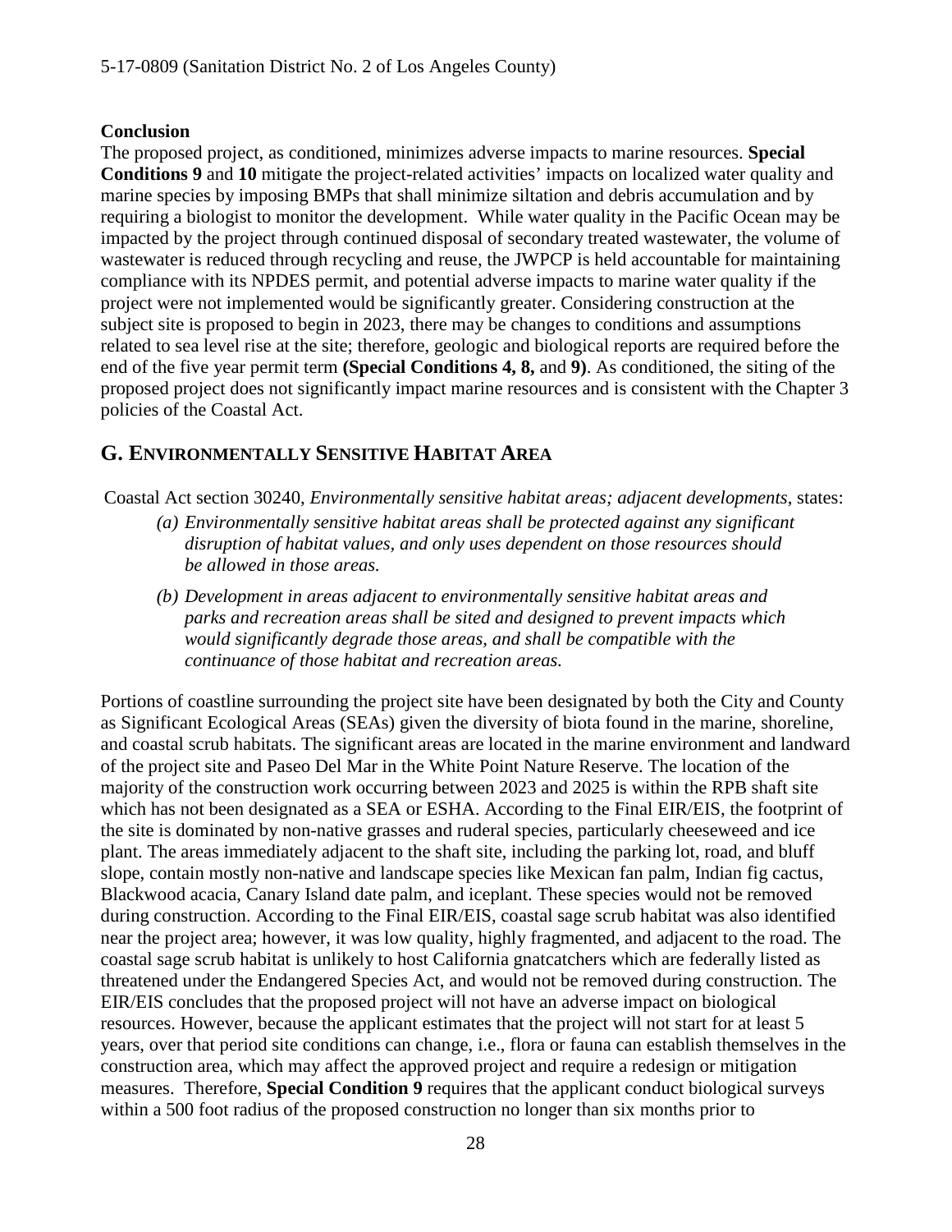**Conclusion**

The proposed project, as conditioned, minimizes adverse impacts to marine resources. **Special Conditions 9** and **10** mitigate the project-related activities' impacts on localized water quality and marine species by imposing BMPs that shall minimize siltation and debris accumulation and by requiring a biologist to monitor the development. While water quality in the Pacific Ocean may be impacted by the project through continued disposal of secondary treated wastewater, the volume of wastewater is reduced through recycling and reuse, the JWPCP is held accountable for maintaining compliance with its NPDES permit, and potential adverse impacts to marine water quality if the project were not implemented would be significantly greater. Considering construction at the subject site is proposed to begin in 2023, there may be changes to conditions and assumptions related to sea level rise at the site; therefore, geologic and biological reports are required before the end of the five year permit term **(Special Conditions 4, 8,** and **9)**. As conditioned, the siting of the proposed project does not significantly impact marine resources and is consistent with the Chapter 3 policies of the Coastal Act.

## G. ENVIRONMENTALLY SENSITIVE HABITAT AREA

Coastal Act section 30240, *Environmentally sensitive habitat areas; adjacent developments*, states:

*(a) Environmentally sensitive habitat areas shall be protected against any significant disruption of habitat values, and only uses dependent on those resources should be allowed in those areas.*

*(b) Development in areas adjacent to environmentally sensitive habitat areas and parks and recreation areas shall be sited and designed to prevent impacts which would significantly degrade those areas, and shall be compatible with the continuance of those habitat and recreation areas.*

Portions of coastline surrounding the project site have been designated by both the City and County as Significant Ecological Areas (SEAs) given the diversity of biota found in the marine, shoreline, and coastal scrub habitats. The significant areas are located in the marine environment and landward of the project site and Paseo Del Mar in the White Point Nature Reserve. The location of the majority of the construction work occurring between 2023 and 2025 is within the RPB shaft site which has not been designated as a SEA or ESHA. According to the Final EIR/EIS, the footprint of the site is dominated by non-native grasses and ruderal species, particularly cheeseweed and ice plant. The areas immediately adjacent to the shaft site, including the parking lot, road, and bluff slope, contain mostly non-native and landscape species like Mexican fan palm, Indian fig cactus, Blackwood acacia, Canary Island date palm, and iceplant. These species would not be removed during construction. According to the Final EIR/EIS, coastal sage scrub habitat was also identified near the project area; however, it was low quality, highly fragmented, and adjacent to the road. The coastal sage scrub habitat is unlikely to host California gnatcatchers which are federally listed as threatened under the Endangered Species Act, and would not be removed during construction. The EIR/EIS concludes that the proposed project will not have an adverse impact on biological resources. However, because the applicant estimates that the project will not start for at least 5 years, over that period site conditions can change, i.e., flora or fauna can establish themselves in the construction area, which may affect the approved project and require a redesign or mitigation measures. Therefore, **Special Condition 9** requires that the applicant conduct biological surveys within a 500 foot radius of the proposed construction no longer than six months prior to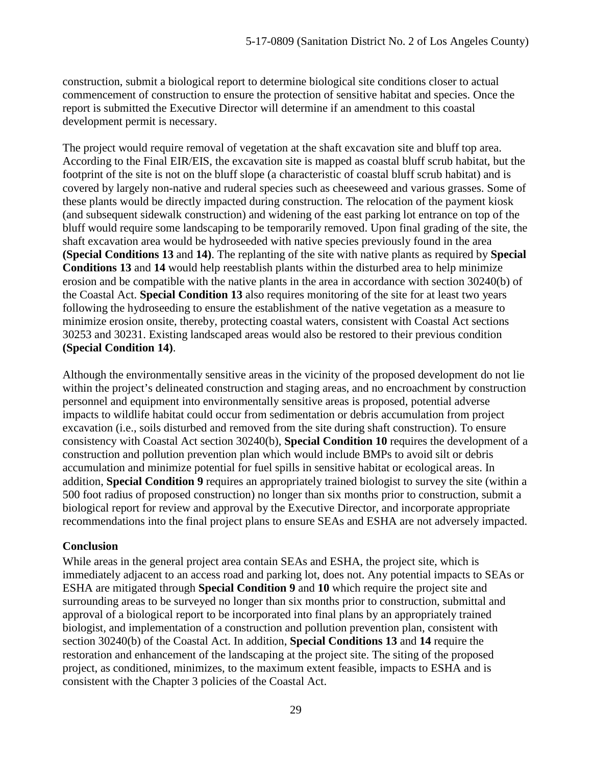construction, submit a biological report to determine biological site conditions closer to actual commencement of construction to ensure the protection of sensitive habitat and species. Once the report is submitted the Executive Director will determine if an amendment to this coastal development permit is necessary.

The project would require removal of vegetation at the shaft excavation site and bluff top area. According to the Final EIR/EIS, the excavation site is mapped as coastal bluff scrub habitat, but the footprint of the site is not on the bluff slope (a characteristic of coastal bluff scrub habitat) and is covered by largely non-native and ruderal species such as cheeseweed and various grasses. Some of these plants would be directly impacted during construction. The relocation of the payment kiosk (and subsequent sidewalk construction) and widening of the east parking lot entrance on top of the bluff would require some landscaping to be temporarily removed. Upon final grading of the site, the shaft excavation area would be hydroseeded with native species previously found in the area **(Special Conditions 13** and **14)**. The replanting of the site with native plants as required by **Special Conditions 13** and **14** would help reestablish plants within the disturbed area to help minimize erosion and be compatible with the native plants in the area in accordance with section 30240(b) of the Coastal Act. **Special Condition 13** also requires monitoring of the site for at least two years following the hydroseeding to ensure the establishment of the native vegetation as a measure to minimize erosion onsite, thereby, protecting coastal waters, consistent with Coastal Act sections 30253 and 30231. Existing landscaped areas would also be restored to their previous condition **(Special Condition 14)**.

Although the environmentally sensitive areas in the vicinity of the proposed development do not lie within the project's delineated construction and staging areas, and no encroachment by construction personnel and equipment into environmentally sensitive areas is proposed, potential adverse impacts to wildlife habitat could occur from sedimentation or debris accumulation from project excavation (i.e., soils disturbed and removed from the site during shaft construction). To ensure consistency with Coastal Act section 30240(b), **Special Condition 10** requires the development of a construction and pollution prevention plan which would include BMPs to avoid silt or debris accumulation and minimize potential for fuel spills in sensitive habitat or ecological areas. In addition, **Special Condition 9** requires an appropriately trained biologist to survey the site (within a 500 foot radius of proposed construction) no longer than six months prior to construction, submit a biological report for review and approval by the Executive Director, and incorporate appropriate recommendations into the final project plans to ensure SEAs and ESHA are not adversely impacted.

**Conclusion**

While areas in the general project area contain SEAs and ESHA, the project site, which is immediately adjacent to an access road and parking lot, does not. Any potential impacts to SEAs or ESHA are mitigated through **Special Condition 9** and **10** which require the project site and surrounding areas to be surveyed no longer than six months prior to construction, submittal and approval of a biological report to be incorporated into final plans by an appropriately trained biologist, and implementation of a construction and pollution prevention plan, consistent with section 30240(b) of the Coastal Act. In addition, **Special Conditions 13** and **14** require the restoration and enhancement of the landscaping at the project site. The siting of the proposed project, as conditioned, minimizes, to the maximum extent feasible, impacts to ESHA and is consistent with the Chapter 3 policies of the Coastal Act.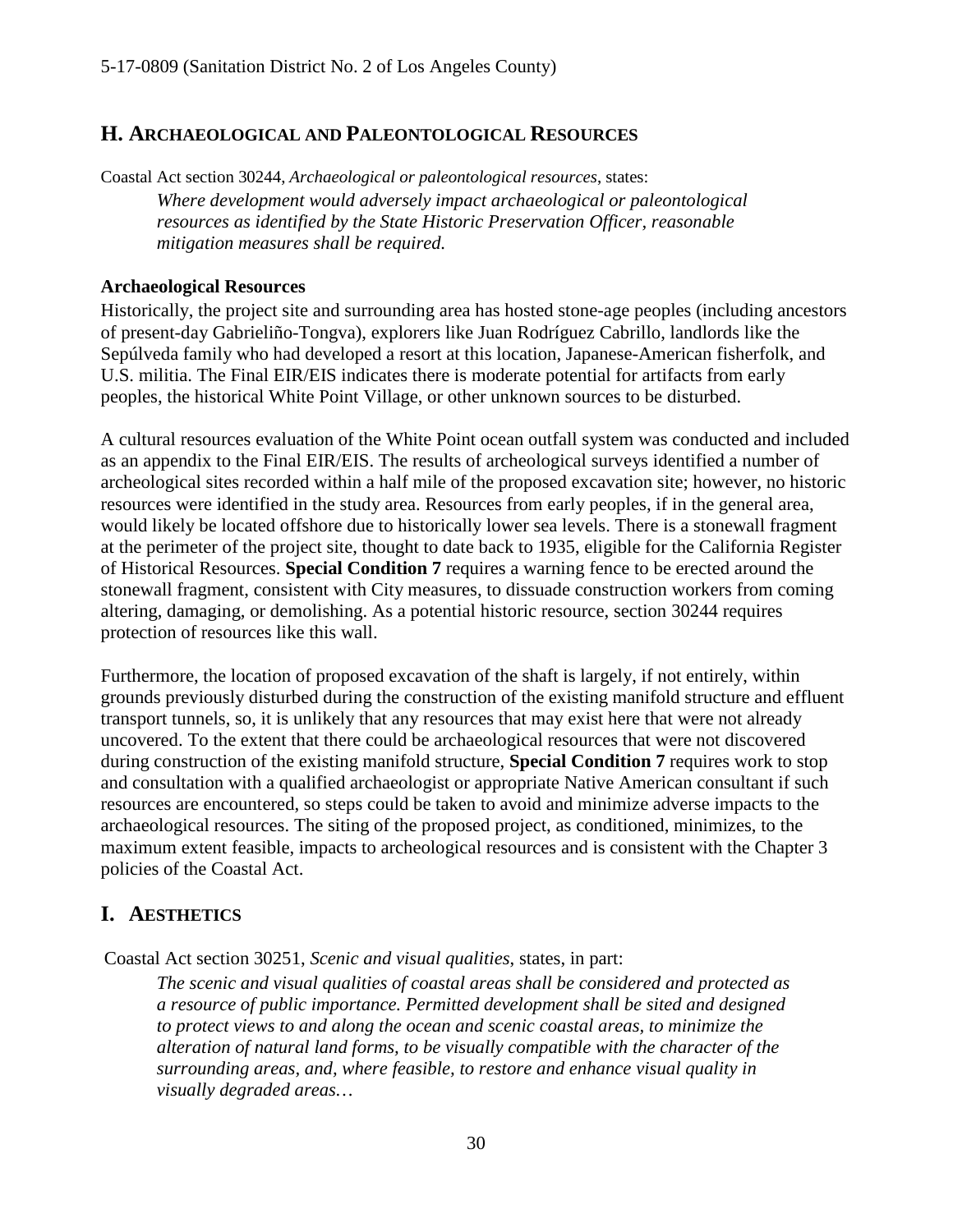## H. Archaeological and Paleontological Resources

Coastal Act section 30244, *Archaeological or paleontological resources*, states:

> *Where development would adversely impact archaeological or paleontological resources as identified by the State Historic Preservation Officer, reasonable mitigation measures shall be required.*

**Archaeological Resources**

Historically, the project site and surrounding area has hosted stone-age peoples (including ancestors of present-day Gabrieliño-Tongva), explorers like Juan Rodríguez Cabrillo, landlords like the Sepúlveda family who had developed a resort at this location, Japanese-American fisherfolk, and U.S. militia. The Final EIR/EIS indicates there is moderate potential for artifacts from early peoples, the historical White Point Village, or other unknown sources to be disturbed.

A cultural resources evaluation of the White Point ocean outfall system was conducted and included as an appendix to the Final EIR/EIS. The results of archeological surveys identified a number of archeological sites recorded within a half mile of the proposed excavation site; however, no historic resources were identified in the study area. Resources from early peoples, if in the general area, would likely be located offshore due to historically lower sea levels. There is a stonewall fragment at the perimeter of the project site, thought to date back to 1935, eligible for the California Register of Historical Resources. **Special Condition 7** requires a warning fence to be erected around the stonewall fragment, consistent with City measures, to dissuade construction workers from coming altering, damaging, or demolishing. As a potential historic resource, section 30244 requires protection of resources like this wall.

Furthermore, the location of proposed excavation of the shaft is largely, if not entirely, within grounds previously disturbed during the construction of the existing manifold structure and effluent transport tunnels, so, it is unlikely that any resources that may exist here that were not already uncovered. To the extent that there could be archaeological resources that were not discovered during construction of the existing manifold structure, **Special Condition 7** requires work to stop and consultation with a qualified archaeologist or appropriate Native American consultant if such resources are encountered, so steps could be taken to avoid and minimize adverse impacts to the archaeological resources. The siting of the proposed project, as conditioned, minimizes, to the maximum extent feasible, impacts to archeological resources and is consistent with the Chapter 3 policies of the Coastal Act.

## I. Aesthetics

Coastal Act section 30251, *Scenic and visual qualities*, states, in part:

> *The scenic and visual qualities of coastal areas shall be considered and protected as a resource of public importance. Permitted development shall be sited and designed to protect views to and along the ocean and scenic coastal areas, to minimize the alteration of natural land forms, to be visually compatible with the character of the surrounding areas, and, where feasible, to restore and enhance visual quality in visually degraded areas…*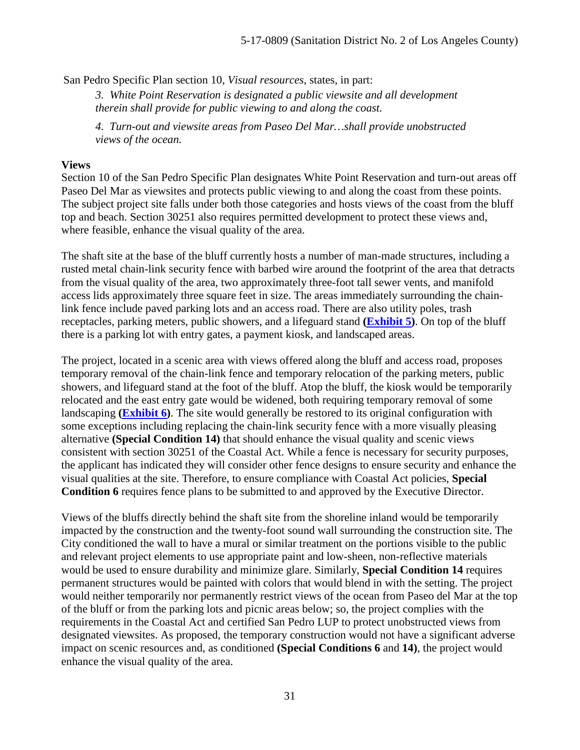San Pedro Specific Plan section 10, *Visual resources*, states, in part:

> *3. White Point Reservation is designated a public viewsite and all development therein shall provide for public viewing to and along the coast.*
>
> *4. Turn-out and viewsite areas from Paseo Del Mar…shall provide unobstructed views of the ocean.*

**Views**

Section 10 of the San Pedro Specific Plan designates White Point Reservation and turn-out areas off Paseo Del Mar as viewsites and protects public viewing to and along the coast from these points. The subject project site falls under both those categories and hosts views of the coast from the bluff top and beach. Section 30251 also requires permitted development to protect these views and, where feasible, enhance the visual quality of the area.

The shaft site at the base of the bluff currently hosts a number of man-made structures, including a rusted metal chain-link security fence with barbed wire around the footprint of the area that detracts from the visual quality of the area, two approximately three-foot tall sewer vents, and manifold access lids approximately three square feet in size. The areas immediately surrounding the chain-link fence include paved parking lots and an access road. There are also utility poles, trash receptacles, parking meters, public showers, and a lifeguard stand **(Exhibit 5)**. On top of the bluff there is a parking lot with entry gates, a payment kiosk, and landscaped areas.

The project, located in a scenic area with views offered along the bluff and access road, proposes temporary removal of the chain-link fence and temporary relocation of the parking meters, public showers, and lifeguard stand at the foot of the bluff. Atop the bluff, the kiosk would be temporarily relocated and the east entry gate would be widened, both requiring temporary removal of some landscaping **(Exhibit 6)**. The site would generally be restored to its original configuration with some exceptions including replacing the chain-link security fence with a more visually pleasing alternative **(Special Condition 14)** that should enhance the visual quality and scenic views consistent with section 30251 of the Coastal Act. While a fence is necessary for security purposes, the applicant has indicated they will consider other fence designs to ensure security and enhance the visual qualities at the site. Therefore, to ensure compliance with Coastal Act policies, **Special Condition 6** requires fence plans to be submitted to and approved by the Executive Director.

Views of the bluffs directly behind the shaft site from the shoreline inland would be temporarily impacted by the construction and the twenty-foot sound wall surrounding the construction site. The City conditioned the wall to have a mural or similar treatment on the portions visible to the public and relevant project elements to use appropriate paint and low-sheen, non-reflective materials would be used to ensure durability and minimize glare. Similarly, **Special Condition 14** requires permanent structures would be painted with colors that would blend in with the setting. The project would neither temporarily nor permanently restrict views of the ocean from Paseo del Mar at the top of the bluff or from the parking lots and picnic areas below; so, the project complies with the requirements in the Coastal Act and certified San Pedro LUP to protect unobstructed views from designated viewsites. As proposed, the temporary construction would not have a significant adverse impact on scenic resources and, as conditioned **(Special Conditions 6** and **14)**, the project would enhance the visual quality of the area.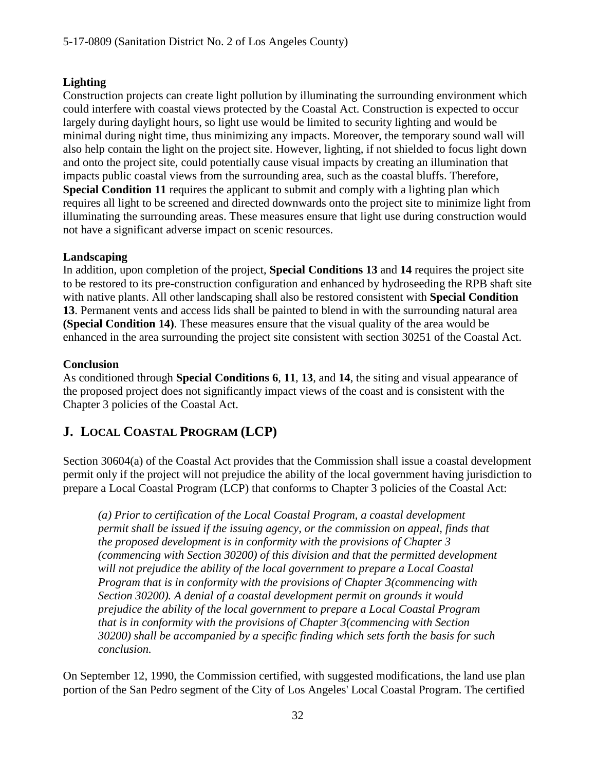**Lighting**

Construction projects can create light pollution by illuminating the surrounding environment which could interfere with coastal views protected by the Coastal Act. Construction is expected to occur largely during daylight hours, so light use would be limited to security lighting and would be minimal during night time, thus minimizing any impacts. Moreover, the temporary sound wall will also help contain the light on the project site. However, lighting, if not shielded to focus light down and onto the project site, could potentially cause visual impacts by creating an illumination that impacts public coastal views from the surrounding area, such as the coastal bluffs. Therefore, **Special Condition 11** requires the applicant to submit and comply with a lighting plan which requires all light to be screened and directed downwards onto the project site to minimize light from illuminating the surrounding areas. These measures ensure that light use during construction would not have a significant adverse impact on scenic resources.

**Landscaping**

In addition, upon completion of the project, **Special Conditions 13** and **14** requires the project site to be restored to its pre-construction configuration and enhanced by hydroseeding the RPB shaft site with native plants. All other landscaping shall also be restored consistent with **Special Condition 13**. Permanent vents and access lids shall be painted to blend in with the surrounding natural area **(Special Condition 14)**. These measures ensure that the visual quality of the area would be enhanced in the area surrounding the project site consistent with section 30251 of the Coastal Act.

**Conclusion**

As conditioned through **Special Conditions 6**, **11**, **13**, and **14**, the siting and visual appearance of the proposed project does not significantly impact views of the coast and is consistent with the Chapter 3 policies of the Coastal Act.

## J. LOCAL COASTAL PROGRAM (LCP)

Section 30604(a) of the Coastal Act provides that the Commission shall issue a coastal development permit only if the project will not prejudice the ability of the local government having jurisdiction to prepare a Local Coastal Program (LCP) that conforms to Chapter 3 policies of the Coastal Act:

> *(a) Prior to certification of the Local Coastal Program, a coastal development permit shall be issued if the issuing agency, or the commission on appeal, finds that the proposed development is in conformity with the provisions of Chapter 3 (commencing with Section 30200) of this division and that the permitted development will not prejudice the ability of the local government to prepare a Local Coastal Program that is in conformity with the provisions of Chapter 3(commencing with Section 30200). A denial of a coastal development permit on grounds it would prejudice the ability of the local government to prepare a Local Coastal Program that is in conformity with the provisions of Chapter 3(commencing with Section 30200) shall be accompanied by a specific finding which sets forth the basis for such conclusion.*

On September 12, 1990, the Commission certified, with suggested modifications, the land use plan portion of the San Pedro segment of the City of Los Angeles' Local Coastal Program. The certified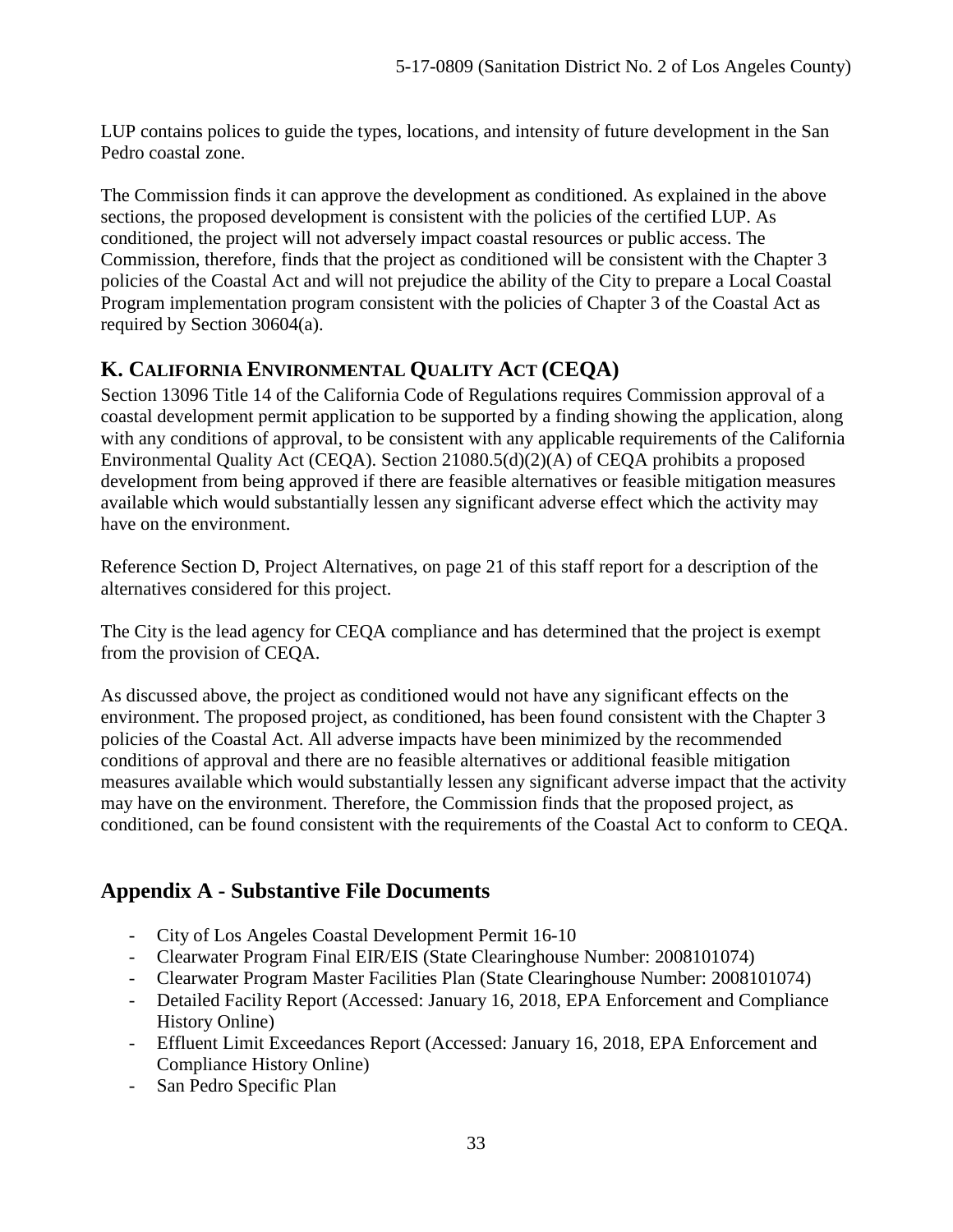LUP contains polices to guide the types, locations, and intensity of future development in the San Pedro coastal zone.

The Commission finds it can approve the development as conditioned. As explained in the above sections, the proposed development is consistent with the policies of the certified LUP. As conditioned, the project will not adversely impact coastal resources or public access. The Commission, therefore, finds that the project as conditioned will be consistent with the Chapter 3 policies of the Coastal Act and will not prejudice the ability of the City to prepare a Local Coastal Program implementation program consistent with the policies of Chapter 3 of the Coastal Act as required by Section 30604(a).

## K. CALIFORNIA ENVIRONMENTAL QUALITY ACT (CEQA)

Section 13096 Title 14 of the California Code of Regulations requires Commission approval of a coastal development permit application to be supported by a finding showing the application, along with any conditions of approval, to be consistent with any applicable requirements of the California Environmental Quality Act (CEQA). Section 21080.5(d)(2)(A) of CEQA prohibits a proposed development from being approved if there are feasible alternatives or feasible mitigation measures available which would substantially lessen any significant adverse effect which the activity may have on the environment.

Reference Section D, Project Alternatives, on page 21 of this staff report for a description of the alternatives considered for this project.

The City is the lead agency for CEQA compliance and has determined that the project is exempt from the provision of CEQA.

As discussed above, the project as conditioned would not have any significant effects on the environment. The proposed project, as conditioned, has been found consistent with the Chapter 3 policies of the Coastal Act. All adverse impacts have been minimized by the recommended conditions of approval and there are no feasible alternatives or additional feasible mitigation measures available which would substantially lessen any significant adverse impact that the activity may have on the environment. Therefore, the Commission finds that the proposed project, as conditioned, can be found consistent with the requirements of the Coastal Act to conform to CEQA.

## Appendix A - Substantive File Documents

- City of Los Angeles Coastal Development Permit 16-10
- Clearwater Program Final EIR/EIS (State Clearinghouse Number: 2008101074)
- Clearwater Program Master Facilities Plan (State Clearinghouse Number: 2008101074)
- Detailed Facility Report (Accessed: January 16, 2018, EPA Enforcement and Compliance History Online)
- Effluent Limit Exceedances Report (Accessed: January 16, 2018, EPA Enforcement and Compliance History Online)
- San Pedro Specific Plan